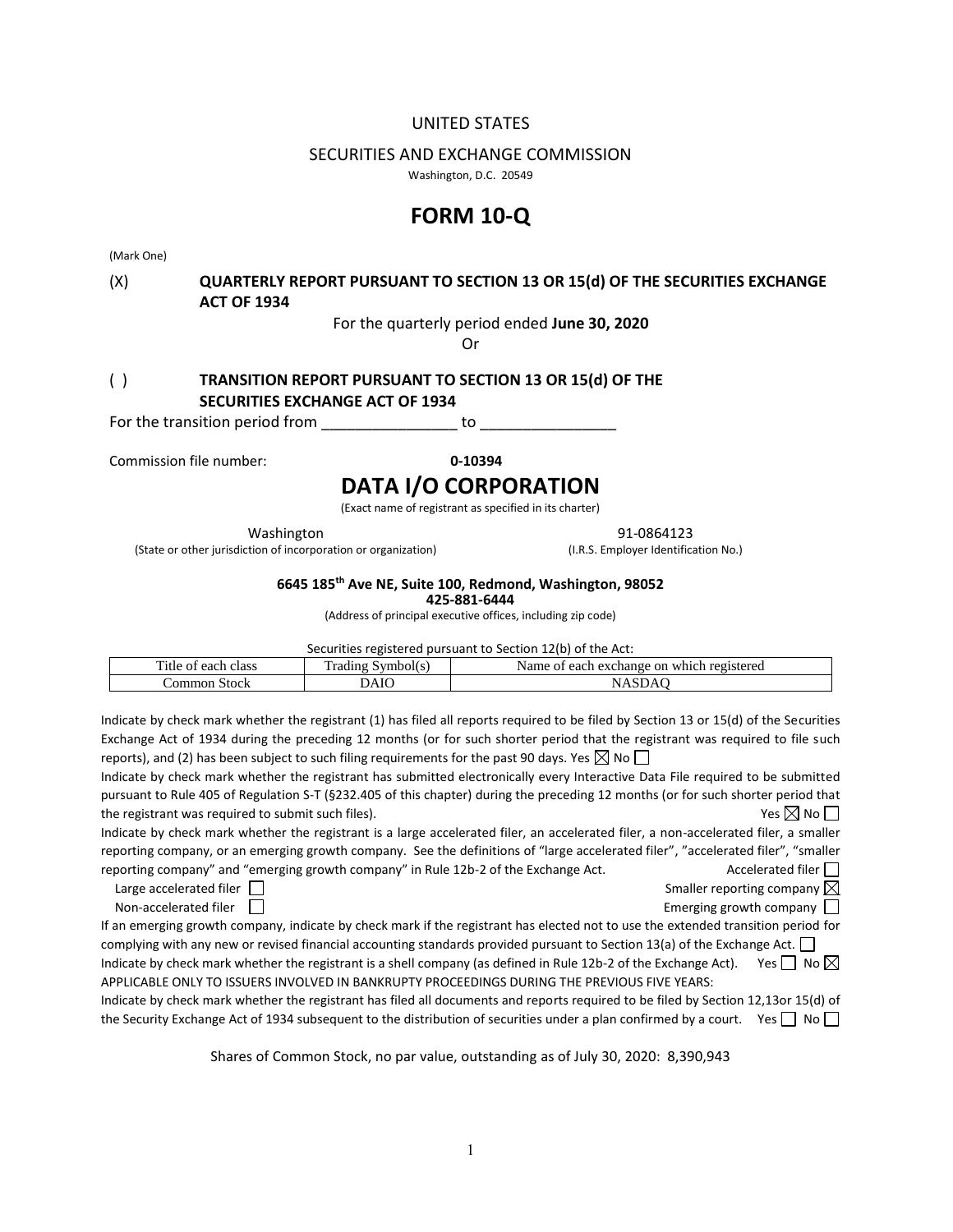UNITED STATES

SECURITIES AND EXCHANGE COMMISSION

Washington, D.C. 20549

# FORM 10-Q

(Mark One)

(X) **QUARTERLY REPORT PURSUANT TO SECTION 13 OR 15(d) OF THE SECURITIES EXCHANGE ACT OF 1934**

For the quarterly period ended **June 30, 2020**

Or

( ) **TRANSITION REPORT PURSUANT TO SECTION 13 OR 15(d) OF THE SECURITIES EXCHANGE ACT OF 1934**

For the transition period from \_\_\_\_\_\_\_\_\_\_\_\_\_\_\_\_ to \_\_\_\_\_\_\_\_\_\_\_\_\_\_\_\_

Commission file number: **0-10394**

# DATA I/O CORPORATION

(Exact name of registrant as specified in its charter)

Washington
(State or other jurisdiction of incorporation or organization)

91-0864123
(I.R.S. Employer Identification No.)

**6645 185th Ave NE, Suite 100, Redmond, Washington, 98052**
**425-881-6444**
(Address of principal executive offices, including zip code)

Securities registered pursuant to Section 12(b) of the Act:

| Title of each class | Trading Symbol(s) | Name of each exchange on which registered |
|---|---|---|
| Common Stock | DAIO | NASDAQ |

Indicate by check mark whether the registrant (1) has filed all reports required to be filed by Section 13 or 15(d) of the Securities Exchange Act of 1934 during the preceding 12 months (or for such shorter period that the registrant was required to file such reports), and (2) has been subject to such filing requirements for the past 90 days. Yes ☒ No ☐

Indicate by check mark whether the registrant has submitted electronically every Interactive Data File required to be submitted pursuant to Rule 405 of Regulation S-T (§232.405 of this chapter) during the preceding 12 months (or for such shorter period that the registrant was required to submit such files). Yes ☒ No ☐

Indicate by check mark whether the registrant is a large accelerated filer, an accelerated filer, a non-accelerated filer, a smaller reporting company, or an emerging growth company. See the definitions of "large accelerated filer", "accelerated filer", "smaller reporting company" and "emerging growth company" in Rule 12b-2 of the Exchange Act.

Large accelerated filer ☐ Accelerated filer ☐
Non-accelerated filer ☐ Smaller reporting company ☒
Emerging growth company ☐

If an emerging growth company, indicate by check mark if the registrant has elected not to use the extended transition period for complying with any new or revised financial accounting standards provided pursuant to Section 13(a) of the Exchange Act. ☐

Indicate by check mark whether the registrant is a shell company (as defined in Rule 12b-2 of the Exchange Act). Yes ☐ No ☒

APPLICABLE ONLY TO ISSUERS INVOLVED IN BANKRUPTY PROCEEDINGS DURING THE PREVIOUS FIVE YEARS:

Indicate by check mark whether the registrant has filed all documents and reports required to be filed by Section 12,13or 15(d) of the Security Exchange Act of 1934 subsequent to the distribution of securities under a plan confirmed by a court. Yes ☐ No ☐

Shares of Common Stock, no par value, outstanding as of July 30, 2020: 8,390,943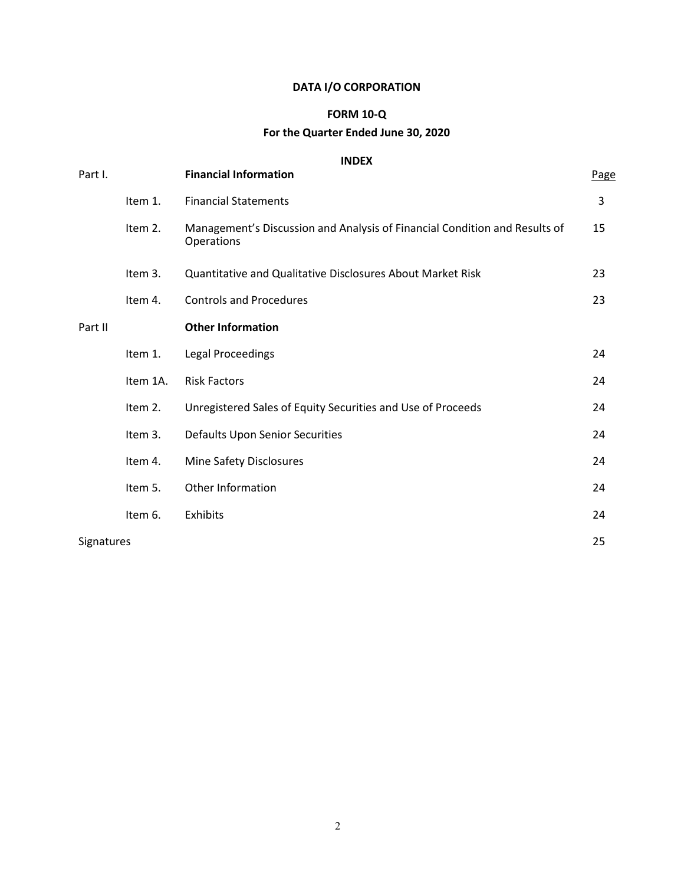# DATA I/O CORPORATION

## FORM 10-Q

## For the Quarter Ended June 30, 2020

### INDEX

| Part I. | | **Financial Information** | Page |
|---|---|---|---|
| | Item 1. | Financial Statements | 3 |
| | Item 2. | Management's Discussion and Analysis of Financial Condition and Results of Operations | 15 |
| | Item 3. | Quantitative and Qualitative Disclosures About Market Risk | 23 |
| | Item 4. | Controls and Procedures | 23 |
| Part II | | **Other Information** | |
| | Item 1. | Legal Proceedings | 24 |
| | Item 1A. | Risk Factors | 24 |
| | Item 2. | Unregistered Sales of Equity Securities and Use of Proceeds | 24 |
| | Item 3. | Defaults Upon Senior Securities | 24 |
| | Item 4. | Mine Safety Disclosures | 24 |
| | Item 5. | Other Information | 24 |
| | Item 6. | Exhibits | 24 |
| Signatures | | | 25 |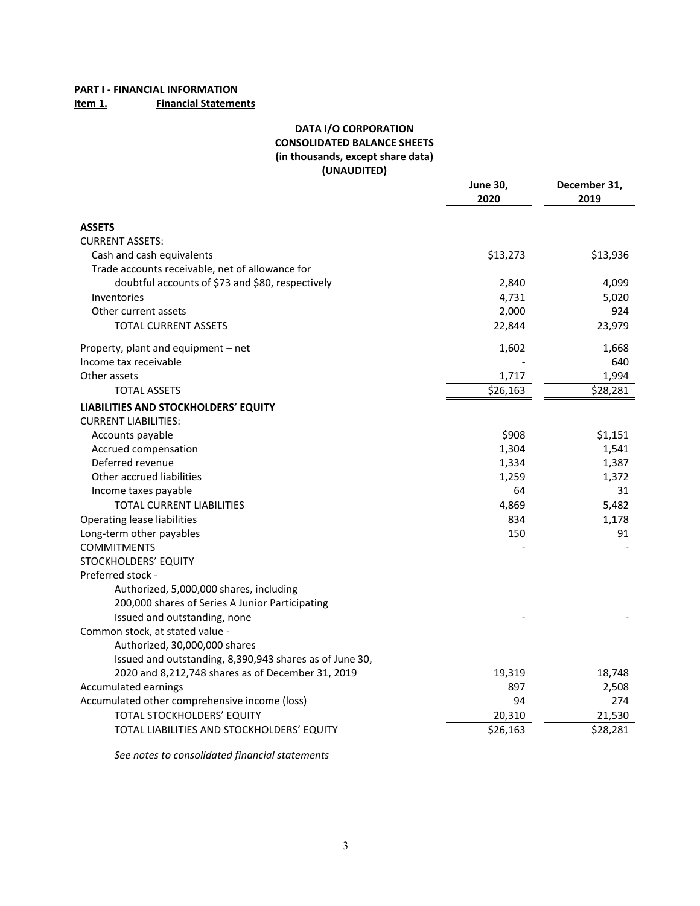**PART I - FINANCIAL INFORMATION**

**Item 1. Financial Statements**

**DATA I/O CORPORATION**
**CONSOLIDATED BALANCE SHEETS**
**(in thousands, except share data)**
**(UNAUDITED)**

| | June 30, 2020 | December 31, 2019 |
|---|---|---|
| **ASSETS** | | |
| CURRENT ASSETS: | | |
| Cash and cash equivalents | $13,273 | $13,936 |
| Trade accounts receivable, net of allowance for doubtful accounts of $73 and $80, respectively | 2,840 | 4,099 |
| Inventories | 4,731 | 5,020 |
| Other current assets | 2,000 | 924 |
| TOTAL CURRENT ASSETS | 22,844 | 23,979 |
| Property, plant and equipment – net | 1,602 | 1,668 |
| Income tax receivable | - | 640 |
| Other assets | 1,717 | 1,994 |
| TOTAL ASSETS | $26,163 | $28,281 |
| **LIABILITIES AND STOCKHOLDERS' EQUITY** | | |
| CURRENT LIABILITIES: | | |
| Accounts payable | $908 | $1,151 |
| Accrued compensation | 1,304 | 1,541 |
| Deferred revenue | 1,334 | 1,387 |
| Other accrued liabilities | 1,259 | 1,372 |
| Income taxes payable | 64 | 31 |
| TOTAL CURRENT LIABILITIES | 4,869 | 5,482 |
| Operating lease liabilities | 834 | 1,178 |
| Long-term other payables | 150 | 91 |
| COMMITMENTS | - | - |
| STOCKHOLDERS' EQUITY | | |
| Preferred stock - Authorized, 5,000,000 shares, including 200,000 shares of Series A Junior Participating Issued and outstanding, none | - | - |
| Common stock, at stated value - Authorized, 30,000,000 shares Issued and outstanding, 8,390,943 shares as of June 30, 2020 and 8,212,748 shares as of December 31, 2019 | 19,319 | 18,748 |
| Accumulated earnings | 897 | 2,508 |
| Accumulated other comprehensive income (loss) | 94 | 274 |
| TOTAL STOCKHOLDERS' EQUITY | 20,310 | 21,530 |
| TOTAL LIABILITIES AND STOCKHOLDERS' EQUITY | $26,163 | $28,281 |

*See notes to consolidated financial statements*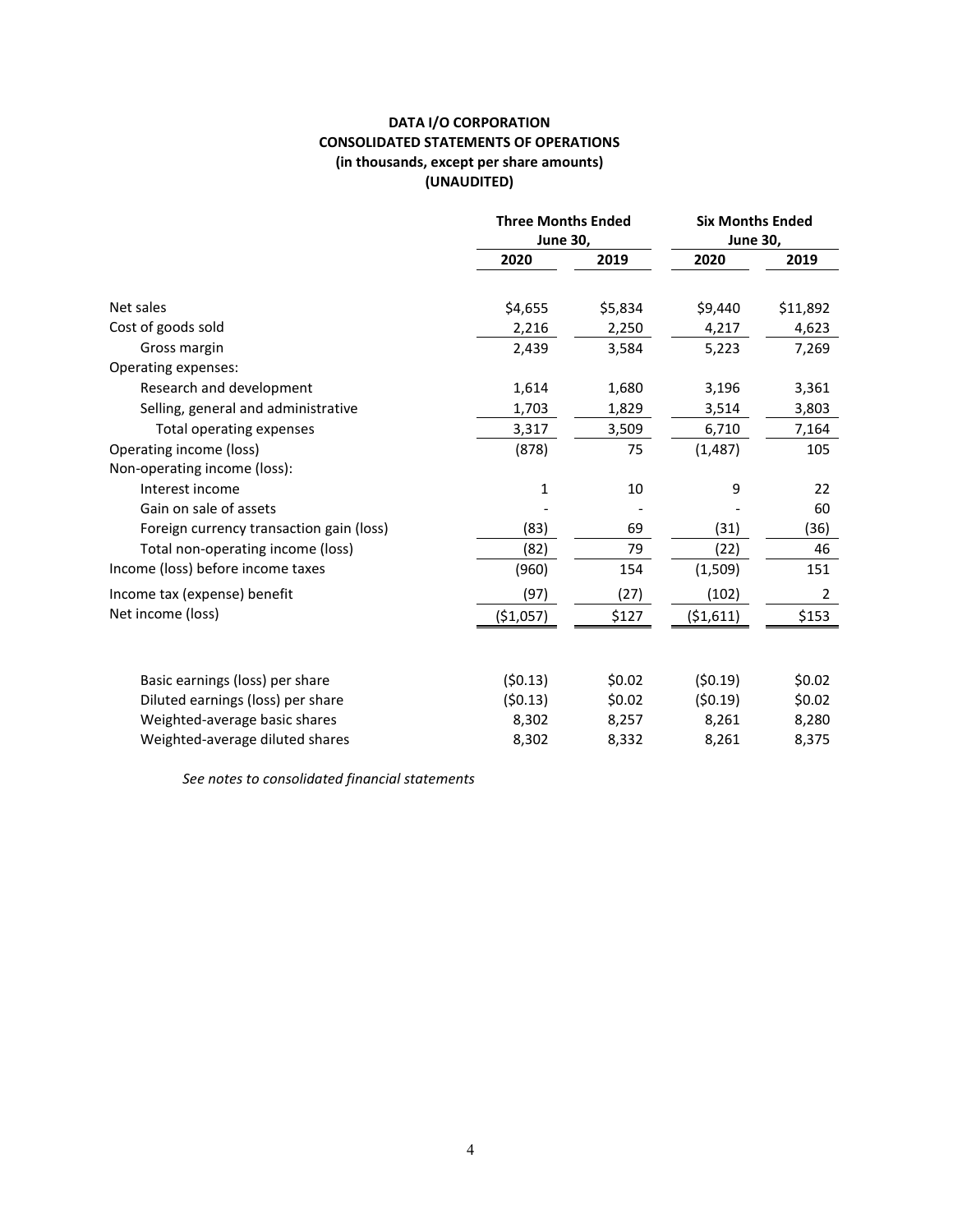# DATA I/O CORPORATION
## CONSOLIDATED STATEMENTS OF OPERATIONS
### (in thousands, except per share amounts)
### (UNAUDITED)

| | Three Months Ended June 30, | | Six Months Ended June 30, | |
|---|---|---|---|---|
| | 2020 | 2019 | 2020 | 2019 |
| Net sales | $4,655 | $5,834 | $9,440 | $11,892 |
| Cost of goods sold | 2,216 | 2,250 | 4,217 | 4,623 |
| Gross margin | 2,439 | 3,584 | 5,223 | 7,269 |
| Operating expenses: | | | | |
| Research and development | 1,614 | 1,680 | 3,196 | 3,361 |
| Selling, general and administrative | 1,703 | 1,829 | 3,514 | 3,803 |
| Total operating expenses | 3,317 | 3,509 | 6,710 | 7,164 |
| Operating income (loss) | (878) | 75 | (1,487) | 105 |
| Non-operating income (loss): | | | | |
| Interest income | 1 | 10 | 9 | 22 |
| Gain on sale of assets | - | - | - | 60 |
| Foreign currency transaction gain (loss) | (83) | 69 | (31) | (36) |
| Total non-operating income (loss) | (82) | 79 | (22) | 46 |
| Income (loss) before income taxes | (960) | 154 | (1,509) | 151 |
| Income tax (expense) benefit | (97) | (27) | (102) | 2 |
| Net income (loss) | ($1,057) | $127 | ($1,611) | $153 |
| | | | | |
| Basic earnings (loss) per share | ($0.13) | $0.02 | ($0.19) | $0.02 |
| Diluted earnings (loss) per share | ($0.13) | $0.02 | ($0.19) | $0.02 |
| Weighted-average basic shares | 8,302 | 8,257 | 8,261 | 8,280 |
| Weighted-average diluted shares | 8,302 | 8,332 | 8,261 | 8,375 |

*See notes to consolidated financial statements*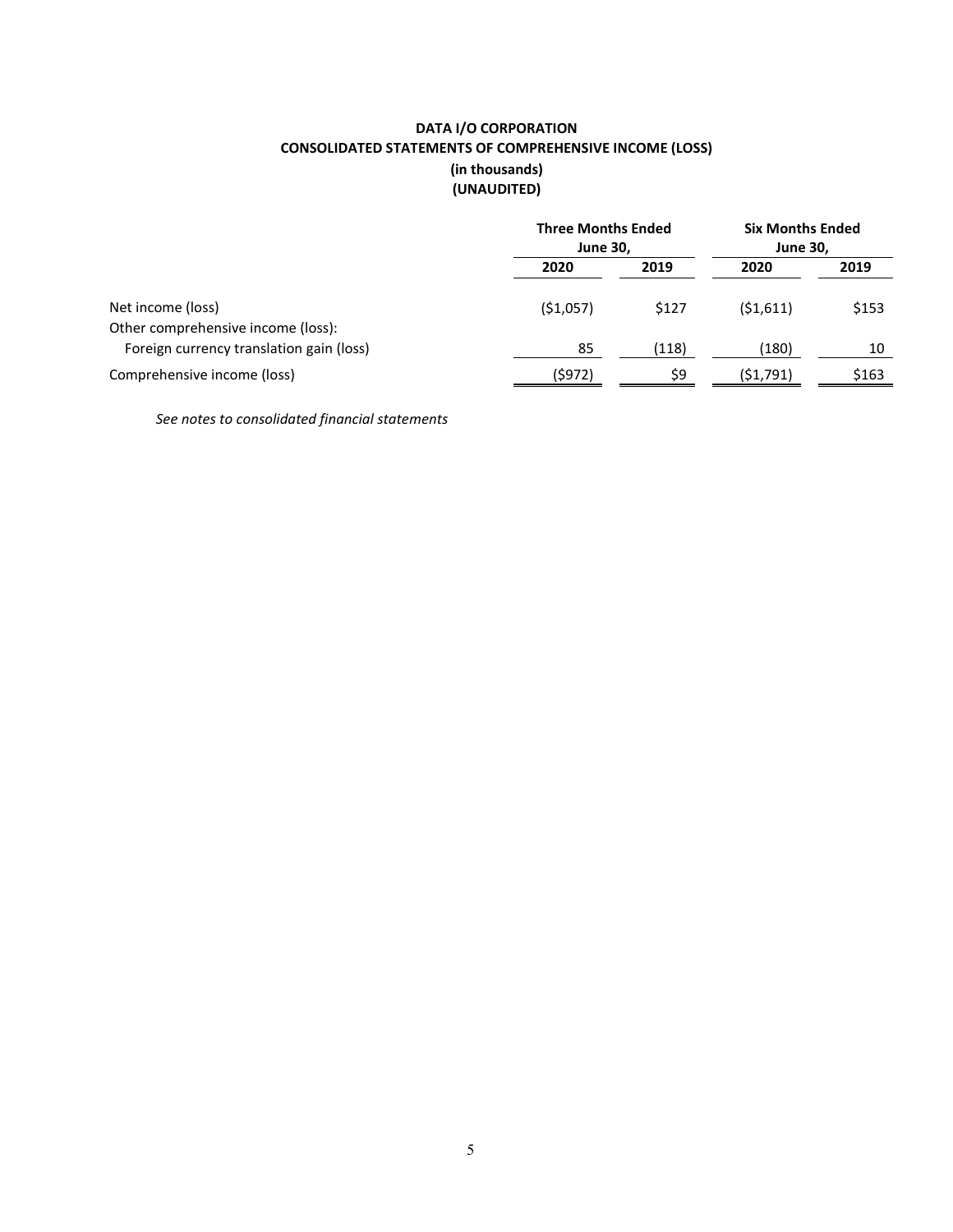**DATA I/O CORPORATION**
**CONSOLIDATED STATEMENTS OF COMPREHENSIVE INCOME (LOSS)**
**(in thousands)**
**(UNAUDITED)**

| | Three Months Ended June 30, | | Six Months Ended June 30, | |
|---|---|---|---|---|
| | 2020 | 2019 | 2020 | 2019 |
| Net income (loss) | ($1,057) | $127 | ($1,611) | $153 |
| Other comprehensive income (loss): | | | | |
| Foreign currency translation gain (loss) | 85 | (118) | (180) | 10 |
| Comprehensive income (loss) | ($972) | $9 | ($1,791) | $163 |

*See notes to consolidated financial statements*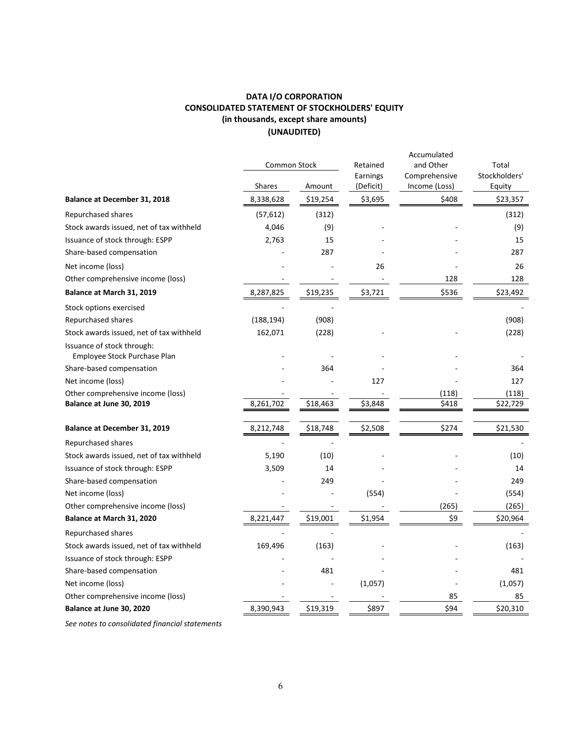**DATA I/O CORPORATION**
**CONSOLIDATED STATEMENT OF STOCKHOLDERS' EQUITY**
**(in thousands, except share amounts)**
**(UNAUDITED)**

| | Common Stock | | Retained Earnings (Deficit) | Accumulated and Other Comprehensive Income (Loss) | Total Stockholders' Equity |
|---|---|---|---|---|---|
| | Shares | Amount | | | |
| **Balance at December 31, 2018** | 8,338,628 | $19,254 | $3,695 | $408 | $23,357 |
| Repurchased shares | (57,612) | (312) | | | (312) |
| Stock awards issued, net of tax withheld | 4,046 | (9) | - | - | (9) |
| Issuance of stock through: ESPP | 2,763 | 15 | - | - | 15 |
| Share-based compensation | - | 287 | - | - | 287 |
| Net income (loss) | - | - | 26 | - | 26 |
| Other comprehensive income (loss) | - | - | - | 128 | 128 |
| **Balance at March 31, 2019** | 8,287,825 | $19,235 | $3,721 | $536 | $23,492 |
| Stock options exercised | - | - | | | - |
| Repurchased shares | (188,194) | (908) | | | (908) |
| Stock awards issued, net of tax withheld | 162,071 | (228) | - | - | (228) |
| Issuance of stock through: Employee Stock Purchase Plan | - | - | - | - | - |
| Share-based compensation | - | 364 | - | - | 364 |
| Net income (loss) | - | - | 127 | - | 127 |
| Other comprehensive income (loss) | - | - | - | (118) | (118) |
| **Balance at June 30, 2019** | 8,261,702 | $18,463 | $3,848 | $418 | $22,729 |
| | | | | | |
| **Balance at December 31, 2019** | 8,212,748 | $18,748 | $2,508 | $274 | $21,530 |
| Repurchased shares | - | - | | | - |
| Stock awards issued, net of tax withheld | 5,190 | (10) | - | - | (10) |
| Issuance of stock through: ESPP | 3,509 | 14 | - | - | 14 |
| Share-based compensation | - | 249 | - | - | 249 |
| Net income (loss) | - | - | (554) | - | (554) |
| Other comprehensive income (loss) | - | - | - | (265) | (265) |
| **Balance at March 31, 2020** | 8,221,447 | $19,001 | $1,954 | $9 | $20,964 |
| Repurchased shares | - | - | | | - |
| Stock awards issued, net of tax withheld | 169,496 | (163) | - | - | (163) |
| Issuance of stock through: ESPP | - | - | - | - | - |
| Share-based compensation | - | 481 | - | - | 481 |
| Net income (loss) | - | - | (1,057) | - | (1,057) |
| Other comprehensive income (loss) | - | - | - | 85 | 85 |
| **Balance at June 30, 2020** | 8,390,943 | $19,319 | $897 | $94 | $20,310 |

*See notes to consolidated financial statements*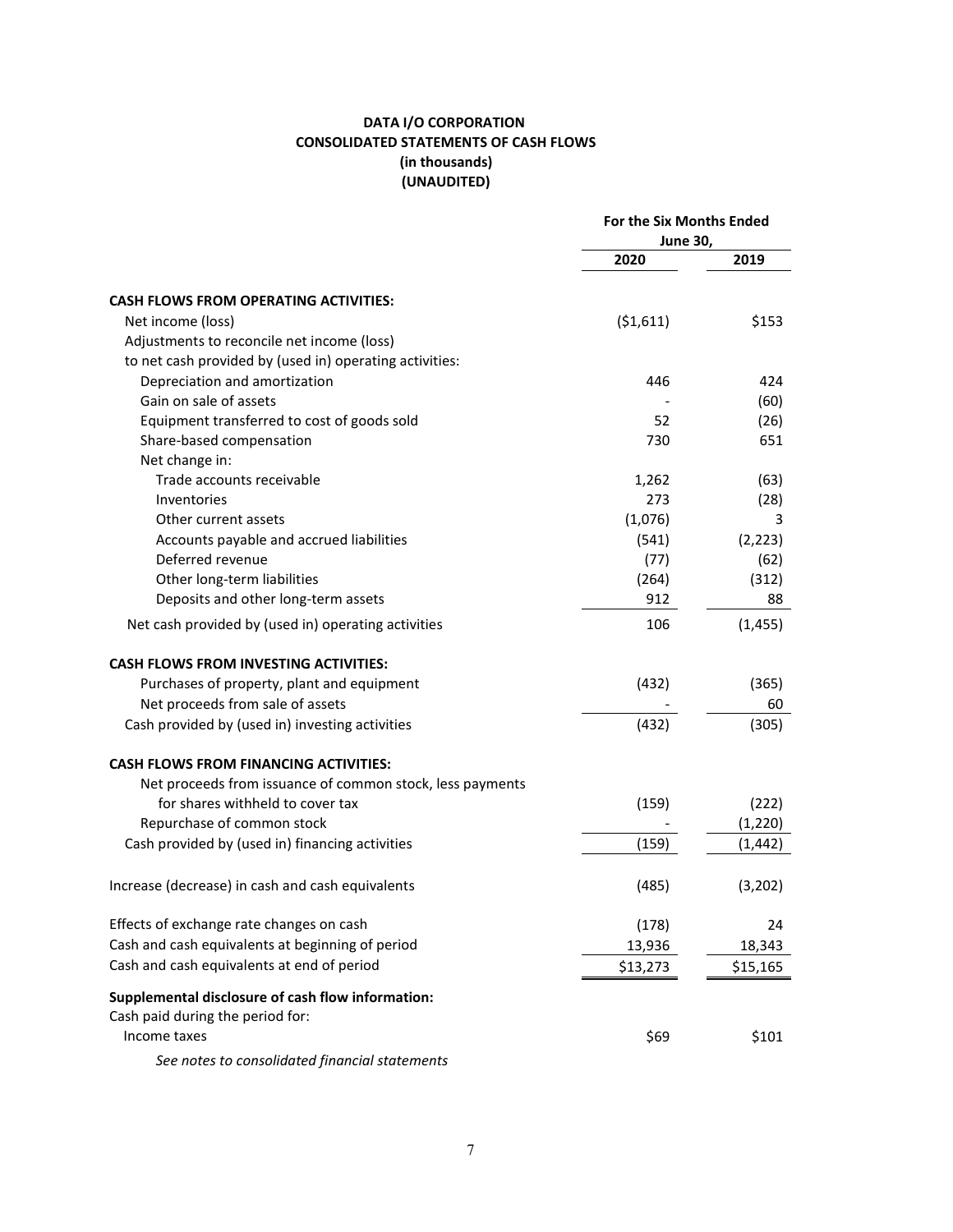**DATA I/O CORPORATION**
**CONSOLIDATED STATEMENTS OF CASH FLOWS**
**(in thousands)**
**(UNAUDITED)**

| | For the Six Months Ended June 30, | |
|---|---|---|
| | 2020 | 2019 |
| **CASH FLOWS FROM OPERATING ACTIVITIES:** | | |
| Net income (loss) | ($1,611) | $153 |
| Adjustments to reconcile net income (loss) to net cash provided by (used in) operating activities: | | |
| Depreciation and amortization | 446 | 424 |
| Gain on sale of assets | - | (60) |
| Equipment transferred to cost of goods sold | 52 | (26) |
| Share-based compensation | 730 | 651 |
| Net change in: | | |
| Trade accounts receivable | 1,262 | (63) |
| Inventories | 273 | (28) |
| Other current assets | (1,076) | 3 |
| Accounts payable and accrued liabilities | (541) | (2,223) |
| Deferred revenue | (77) | (62) |
| Other long-term liabilities | (264) | (312) |
| Deposits and other long-term assets | 912 | 88 |
| Net cash provided by (used in) operating activities | 106 | (1,455) |
| **CASH FLOWS FROM INVESTING ACTIVITIES:** | | |
| Purchases of property, plant and equipment | (432) | (365) |
| Net proceeds from sale of assets | - | 60 |
| Cash provided by (used in) investing activities | (432) | (305) |
| **CASH FLOWS FROM FINANCING ACTIVITIES:** | | |
| Net proceeds from issuance of common stock, less payments for shares withheld to cover tax | (159) | (222) |
| Repurchase of common stock | - | (1,220) |
| Cash provided by (used in) financing activities | (159) | (1,442) |
| Increase (decrease) in cash and cash equivalents | (485) | (3,202) |
| Effects of exchange rate changes on cash | (178) | 24 |
| Cash and cash equivalents at beginning of period | 13,936 | 18,343 |
| Cash and cash equivalents at end of period | $13,273 | $15,165 |
| **Supplemental disclosure of cash flow information:** | | |
| Cash paid during the period for: | | |
| Income taxes | $69 | $101 |

*See notes to consolidated financial statements*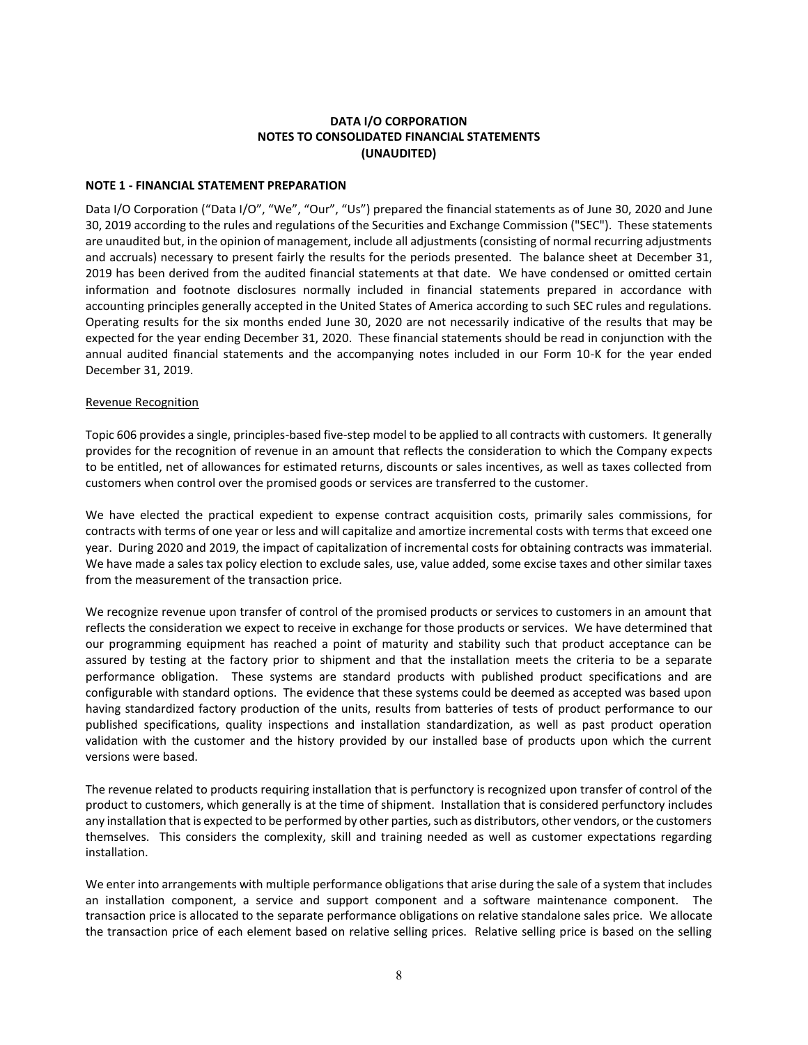# DATA I/O CORPORATION
## NOTES TO CONSOLIDATED FINANCIAL STATEMENTS
## (UNAUDITED)

### NOTE 1 - FINANCIAL STATEMENT PREPARATION

Data I/O Corporation ("Data I/O", "We", "Our", "Us") prepared the financial statements as of June 30, 2020 and June 30, 2019 according to the rules and regulations of the Securities and Exchange Commission ("SEC"). These statements are unaudited but, in the opinion of management, include all adjustments (consisting of normal recurring adjustments and accruals) necessary to present fairly the results for the periods presented. The balance sheet at December 31, 2019 has been derived from the audited financial statements at that date. We have condensed or omitted certain information and footnote disclosures normally included in financial statements prepared in accordance with accounting principles generally accepted in the United States of America according to such SEC rules and regulations. Operating results for the six months ended June 30, 2020 are not necessarily indicative of the results that may be expected for the year ending December 31, 2020. These financial statements should be read in conjunction with the annual audited financial statements and the accompanying notes included in our Form 10-K for the year ended December 31, 2019.

Revenue Recognition

Topic 606 provides a single, principles-based five-step model to be applied to all contracts with customers. It generally provides for the recognition of revenue in an amount that reflects the consideration to which the Company expects to be entitled, net of allowances for estimated returns, discounts or sales incentives, as well as taxes collected from customers when control over the promised goods or services are transferred to the customer.

We have elected the practical expedient to expense contract acquisition costs, primarily sales commissions, for contracts with terms of one year or less and will capitalize and amortize incremental costs with terms that exceed one year. During 2020 and 2019, the impact of capitalization of incremental costs for obtaining contracts was immaterial. We have made a sales tax policy election to exclude sales, use, value added, some excise taxes and other similar taxes from the measurement of the transaction price.

We recognize revenue upon transfer of control of the promised products or services to customers in an amount that reflects the consideration we expect to receive in exchange for those products or services. We have determined that our programming equipment has reached a point of maturity and stability such that product acceptance can be assured by testing at the factory prior to shipment and that the installation meets the criteria to be a separate performance obligation. These systems are standard products with published product specifications and are configurable with standard options. The evidence that these systems could be deemed as accepted was based upon having standardized factory production of the units, results from batteries of tests of product performance to our published specifications, quality inspections and installation standardization, as well as past product operation validation with the customer and the history provided by our installed base of products upon which the current versions were based.

The revenue related to products requiring installation that is perfunctory is recognized upon transfer of control of the product to customers, which generally is at the time of shipment. Installation that is considered perfunctory includes any installation that is expected to be performed by other parties, such as distributors, other vendors, or the customers themselves. This considers the complexity, skill and training needed as well as customer expectations regarding installation.

We enter into arrangements with multiple performance obligations that arise during the sale of a system that includes an installation component, a service and support component and a software maintenance component. The transaction price is allocated to the separate performance obligations on relative standalone sales price. We allocate the transaction price of each element based on relative selling prices. Relative selling price is based on the selling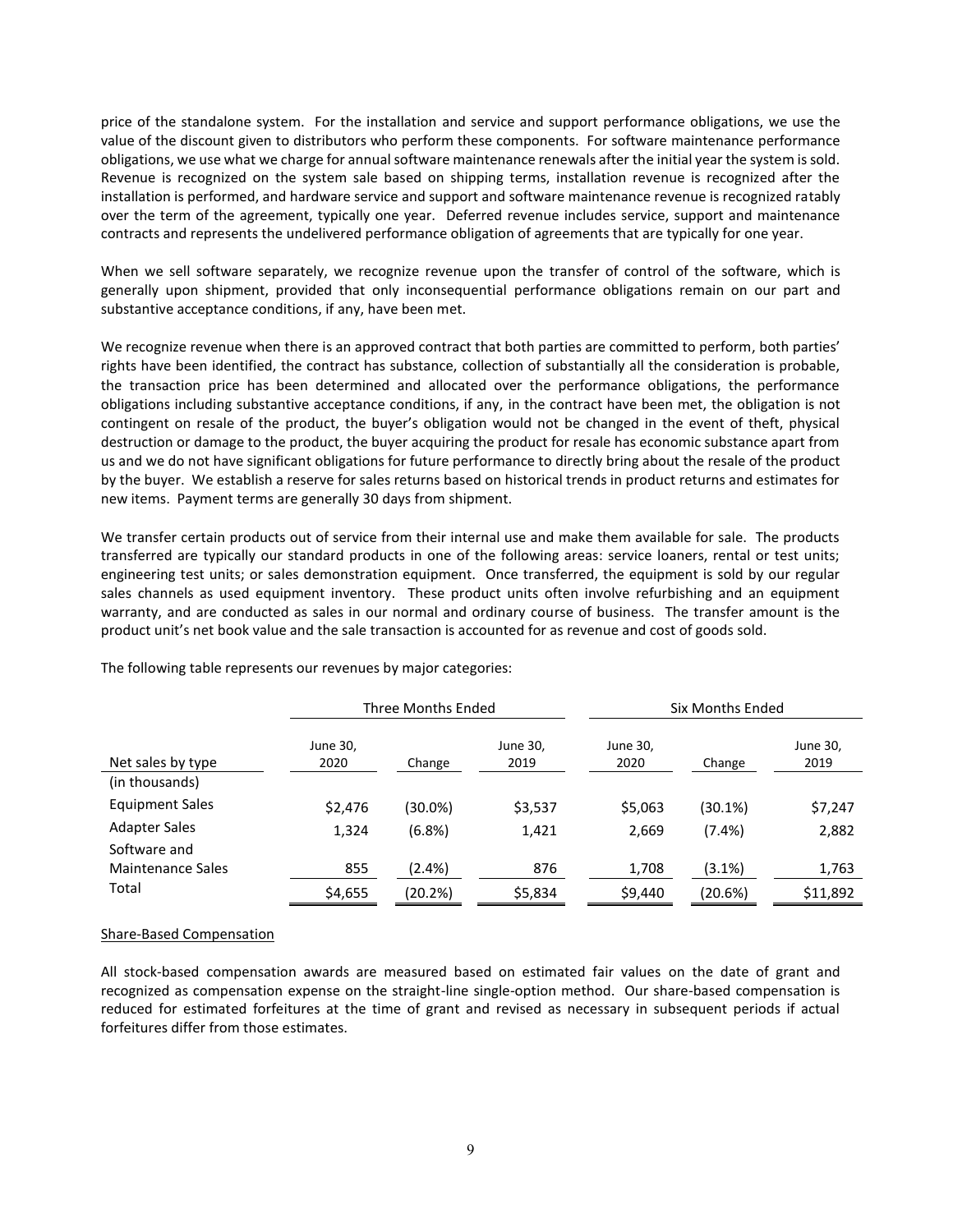price of the standalone system. For the installation and service and support performance obligations, we use the value of the discount given to distributors who perform these components. For software maintenance performance obligations, we use what we charge for annual software maintenance renewals after the initial year the system is sold. Revenue is recognized on the system sale based on shipping terms, installation revenue is recognized after the installation is performed, and hardware service and support and software maintenance revenue is recognized ratably over the term of the agreement, typically one year. Deferred revenue includes service, support and maintenance contracts and represents the undelivered performance obligation of agreements that are typically for one year.

When we sell software separately, we recognize revenue upon the transfer of control of the software, which is generally upon shipment, provided that only inconsequential performance obligations remain on our part and substantive acceptance conditions, if any, have been met.

We recognize revenue when there is an approved contract that both parties are committed to perform, both parties' rights have been identified, the contract has substance, collection of substantially all the consideration is probable, the transaction price has been determined and allocated over the performance obligations, the performance obligations including substantive acceptance conditions, if any, in the contract have been met, the obligation is not contingent on resale of the product, the buyer's obligation would not be changed in the event of theft, physical destruction or damage to the product, the buyer acquiring the product for resale has economic substance apart from us and we do not have significant obligations for future performance to directly bring about the resale of the product by the buyer. We establish a reserve for sales returns based on historical trends in product returns and estimates for new items. Payment terms are generally 30 days from shipment.

We transfer certain products out of service from their internal use and make them available for sale. The products transferred are typically our standard products in one of the following areas: service loaners, rental or test units; engineering test units; or sales demonstration equipment. Once transferred, the equipment is sold by our regular sales channels as used equipment inventory. These product units often involve refurbishing and an equipment warranty, and are conducted as sales in our normal and ordinary course of business. The transfer amount is the product unit's net book value and the sale transaction is accounted for as revenue and cost of goods sold.

The following table represents our revenues by major categories:

| | Three Months Ended | | | Six Months Ended | | |
|---|---|---|---|---|---|---|
| Net sales by type | June 30, 2020 | Change | June 30, 2019 | June 30, 2020 | Change | June 30, 2019 |
| (in thousands) | | | | | | |
| Equipment Sales | $2,476 | (30.0%) | $3,537 | $5,063 | (30.1%) | $7,247 |
| Adapter Sales | 1,324 | (6.8%) | 1,421 | 2,669 | (7.4%) | 2,882 |
| Software and Maintenance Sales | 855 | (2.4%) | 876 | 1,708 | (3.1%) | 1,763 |
| Total | $4,655 | (20.2%) | $5,834 | $9,440 | (20.6%) | $11,892 |

Share-Based Compensation

All stock-based compensation awards are measured based on estimated fair values on the date of grant and recognized as compensation expense on the straight-line single-option method. Our share-based compensation is reduced for estimated forfeitures at the time of grant and revised as necessary in subsequent periods if actual forfeitures differ from those estimates.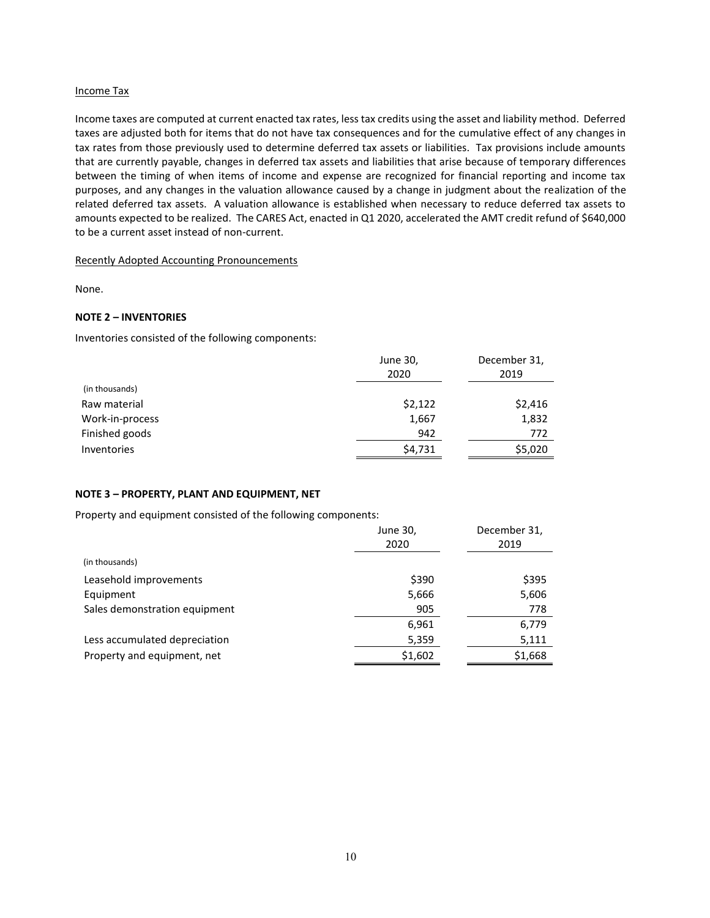Income Tax

Income taxes are computed at current enacted tax rates, less tax credits using the asset and liability method. Deferred taxes are adjusted both for items that do not have tax consequences and for the cumulative effect of any changes in tax rates from those previously used to determine deferred tax assets or liabilities. Tax provisions include amounts that are currently payable, changes in deferred tax assets and liabilities that arise because of temporary differences between the timing of when items of income and expense are recognized for financial reporting and income tax purposes, and any changes in the valuation allowance caused by a change in judgment about the realization of the related deferred tax assets. A valuation allowance is established when necessary to reduce deferred tax assets to amounts expected to be realized. The CARES Act, enacted in Q1 2020, accelerated the AMT credit refund of $640,000 to be a current asset instead of non-current.

Recently Adopted Accounting Pronouncements

None.

**NOTE 2 – INVENTORIES**

Inventories consisted of the following components:

| (in thousands) | June 30, 2020 | December 31, 2019 |
|---|---|---|
| Raw material | $2,122 | $2,416 |
| Work-in-process | 1,667 | 1,832 |
| Finished goods | 942 | 772 |
| Inventories | $4,731 | $5,020 |

**NOTE 3 – PROPERTY, PLANT AND EQUIPMENT, NET**

Property and equipment consisted of the following components:

| (in thousands) | June 30, 2020 | December 31, 2019 |
|---|---|---|
| Leasehold improvements | $390 | $395 |
| Equipment | 5,666 | 5,606 |
| Sales demonstration equipment | 905 | 778 |
| | 6,961 | 6,779 |
| Less accumulated depreciation | 5,359 | 5,111 |
| Property and equipment, net | $1,602 | $1,668 |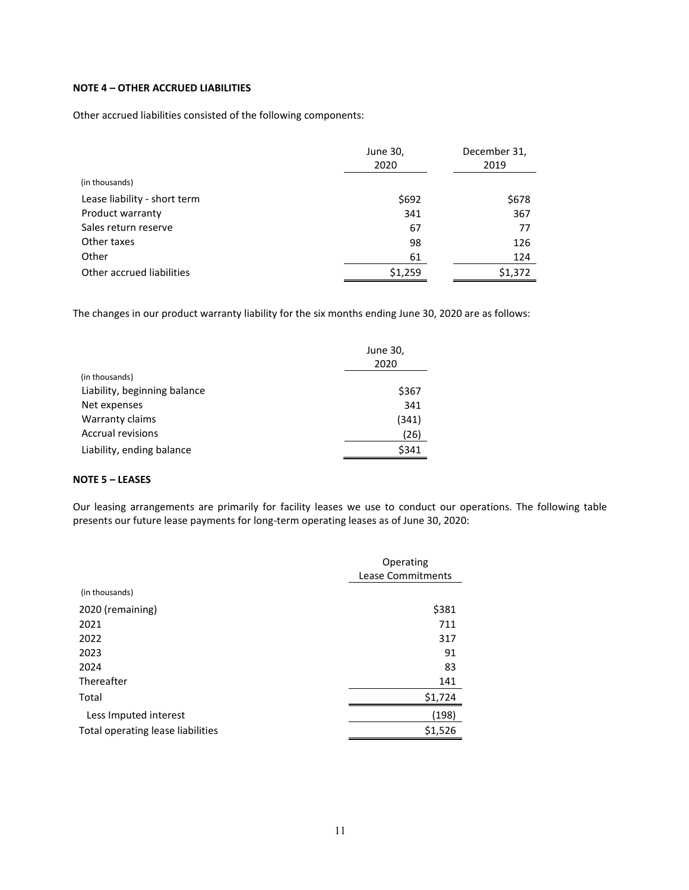**NOTE 4 – OTHER ACCRUED LIABILITIES**

Other accrued liabilities consisted of the following components:

| (in thousands) | June 30, 2020 | December 31, 2019 |
|---|---|---|
| Lease liability - short term | $692 | $678 |
| Product warranty | 341 | 367 |
| Sales return reserve | 67 | 77 |
| Other taxes | 98 | 126 |
| Other | 61 | 124 |
| Other accrued liabilities | $1,259 | $1,372 |

The changes in our product warranty liability for the six months ending June 30, 2020 are as follows:

| (in thousands) | June 30, 2020 |
|---|---|
| Liability, beginning balance | $367 |
| Net expenses | 341 |
| Warranty claims | (341) |
| Accrual revisions | (26) |
| Liability, ending balance | $341 |

**NOTE 5 – LEASES**

Our leasing arrangements are primarily for facility leases we use to conduct our operations. The following table presents our future lease payments for long-term operating leases as of June 30, 2020:

| (in thousands) | Operating Lease Commitments |
|---|---|
| 2020 (remaining) | $381 |
| 2021 | 711 |
| 2022 | 317 |
| 2023 | 91 |
| 2024 | 83 |
| Thereafter | 141 |
| Total | $1,724 |
| Less Imputed interest | (198) |
| Total operating lease liabilities | $1,526 |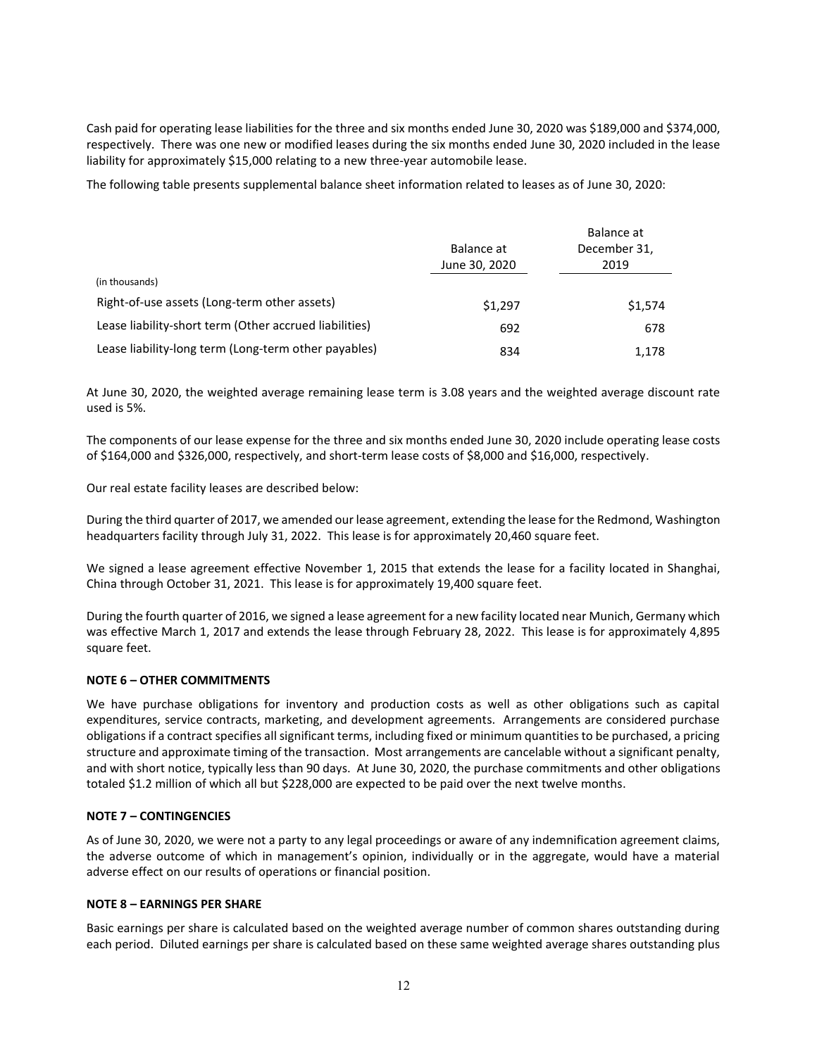Cash paid for operating lease liabilities for the three and six months ended June 30, 2020 was $189,000 and $374,000, respectively. There was one new or modified leases during the six months ended June 30, 2020 included in the lease liability for approximately $15,000 relating to a new three-year automobile lease.

The following table presents supplemental balance sheet information related to leases as of June 30, 2020:

| (in thousands) | Balance at June 30, 2020 | Balance at December 31, 2019 |
|---|---|---|
| Right-of-use assets (Long-term other assets) | $1,297 | $1,574 |
| Lease liability-short term (Other accrued liabilities) | 692 | 678 |
| Lease liability-long term (Long-term other payables) | 834 | 1,178 |

At June 30, 2020, the weighted average remaining lease term is 3.08 years and the weighted average discount rate used is 5%.

The components of our lease expense for the three and six months ended June 30, 2020 include operating lease costs of $164,000 and $326,000, respectively, and short-term lease costs of $8,000 and $16,000, respectively.

Our real estate facility leases are described below:

During the third quarter of 2017, we amended our lease agreement, extending the lease for the Redmond, Washington headquarters facility through July 31, 2022. This lease is for approximately 20,460 square feet.

We signed a lease agreement effective November 1, 2015 that extends the lease for a facility located in Shanghai, China through October 31, 2021. This lease is for approximately 19,400 square feet.

During the fourth quarter of 2016, we signed a lease agreement for a new facility located near Munich, Germany which was effective March 1, 2017 and extends the lease through February 28, 2022. This lease is for approximately 4,895 square feet.

**NOTE 6 – OTHER COMMITMENTS**

We have purchase obligations for inventory and production costs as well as other obligations such as capital expenditures, service contracts, marketing, and development agreements. Arrangements are considered purchase obligations if a contract specifies all significant terms, including fixed or minimum quantities to be purchased, a pricing structure and approximate timing of the transaction. Most arrangements are cancelable without a significant penalty, and with short notice, typically less than 90 days. At June 30, 2020, the purchase commitments and other obligations totaled $1.2 million of which all but $228,000 are expected to be paid over the next twelve months.

**NOTE 7 – CONTINGENCIES**

As of June 30, 2020, we were not a party to any legal proceedings or aware of any indemnification agreement claims, the adverse outcome of which in management's opinion, individually or in the aggregate, would have a material adverse effect on our results of operations or financial position.

**NOTE 8 – EARNINGS PER SHARE**

Basic earnings per share is calculated based on the weighted average number of common shares outstanding during each period. Diluted earnings per share is calculated based on these same weighted average shares outstanding plus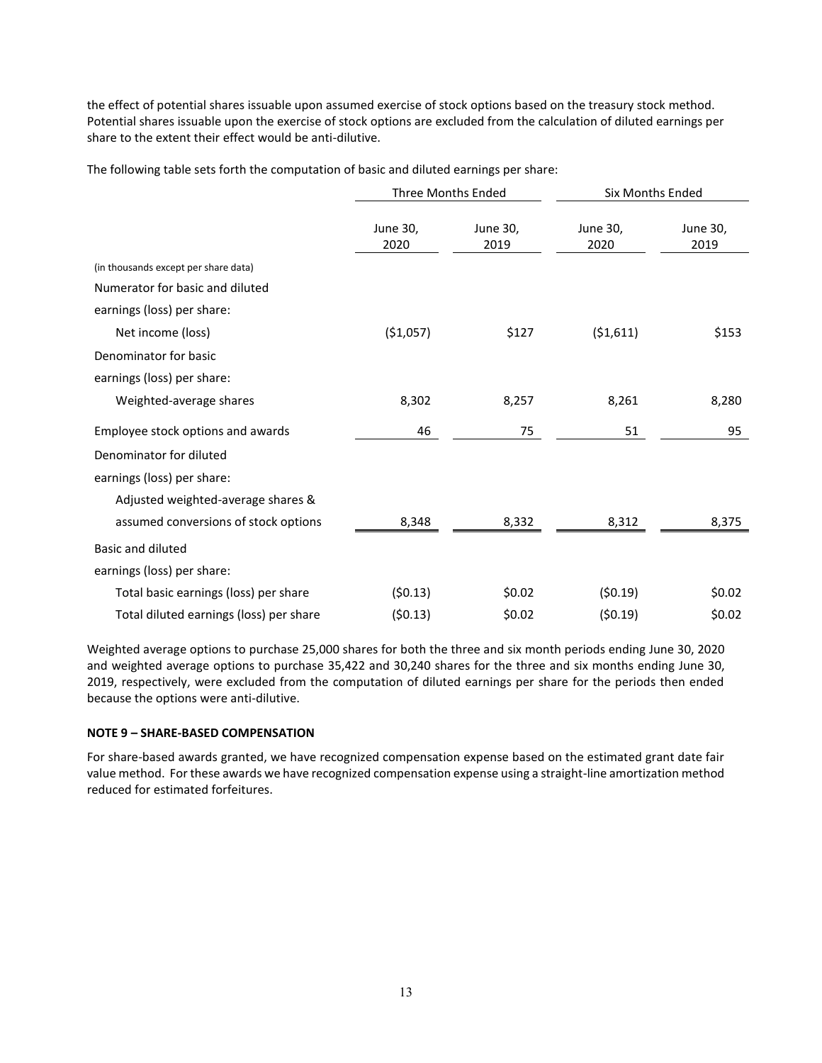the effect of potential shares issuable upon assumed exercise of stock options based on the treasury stock method. Potential shares issuable upon the exercise of stock options are excluded from the calculation of diluted earnings per share to the extent their effect would be anti-dilutive.

The following table sets forth the computation of basic and diluted earnings per share:

| | Three Months Ended | | Six Months Ended | |
|---|---|---|---|---|
| | June 30, 2020 | June 30, 2019 | June 30, 2020 | June 30, 2019 |
| (in thousands except per share data) | | | | |
| Numerator for basic and diluted earnings (loss) per share: | | | | |
| Net income (loss) | ($1,057) | $127 | ($1,611) | $153 |
| Denominator for basic earnings (loss) per share: | | | | |
| Weighted-average shares | 8,302 | 8,257 | 8,261 | 8,280 |
| Employee stock options and awards | 46 | 75 | 51 | 95 |
| Denominator for diluted earnings (loss) per share: | | | | |
| Adjusted weighted-average shares & assumed conversions of stock options | 8,348 | 8,332 | 8,312 | 8,375 |
| Basic and diluted earnings (loss) per share: | | | | |
| Total basic earnings (loss) per share | ($0.13) | $0.02 | ($0.19) | $0.02 |
| Total diluted earnings (loss) per share | ($0.13) | $0.02 | ($0.19) | $0.02 |

Weighted average options to purchase 25,000 shares for both the three and six month periods ending June 30, 2020 and weighted average options to purchase 35,422 and 30,240 shares for the three and six months ending June 30, 2019, respectively, were excluded from the computation of diluted earnings per share for the periods then ended because the options were anti-dilutive.

**NOTE 9 – SHARE-BASED COMPENSATION**

For share-based awards granted, we have recognized compensation expense based on the estimated grant date fair value method. For these awards we have recognized compensation expense using a straight-line amortization method reduced for estimated forfeitures.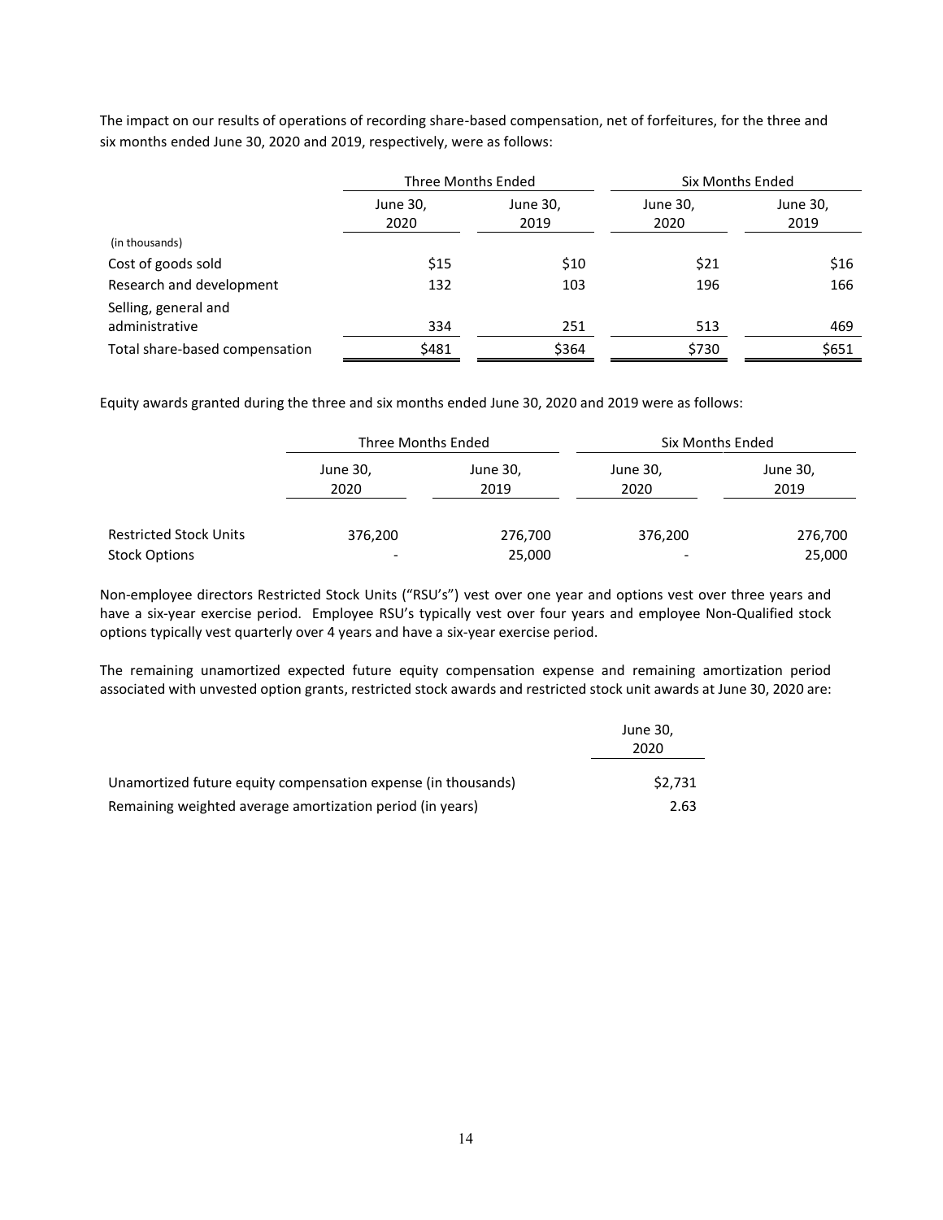The impact on our results of operations of recording share-based compensation, net of forfeitures, for the three and six months ended June 30, 2020 and 2019, respectively, were as follows:

| | Three Months Ended | | Six Months Ended | |
|---|---|---|---|---|
| | June 30, 2020 | June 30, 2019 | June 30, 2020 | June 30, 2019 |
| (in thousands) | | | | |
| Cost of goods sold | $15 | $10 | $21 | $16 |
| Research and development | 132 | 103 | 196 | 166 |
| Selling, general and administrative | 334 | 251 | 513 | 469 |
| Total share-based compensation | $481 | $364 | $730 | $651 |

Equity awards granted during the three and six months ended June 30, 2020 and 2019 were as follows:

| | Three Months Ended | | Six Months Ended | |
|---|---|---|---|---|
| | June 30, 2020 | June 30, 2019 | June 30, 2020 | June 30, 2019 |
| Restricted Stock Units | 376,200 | 276,700 | 376,200 | 276,700 |
| Stock Options | - | 25,000 | - | 25,000 |

Non-employee directors Restricted Stock Units ("RSU's") vest over one year and options vest over three years and have a six-year exercise period. Employee RSU's typically vest over four years and employee Non-Qualified stock options typically vest quarterly over 4 years and have a six-year exercise period.

The remaining unamortized expected future equity compensation expense and remaining amortization period associated with unvested option grants, restricted stock awards and restricted stock unit awards at June 30, 2020 are:

| | June 30, 2020 |
|---|---|
| Unamortized future equity compensation expense (in thousands) | $2,731 |
| Remaining weighted average amortization period (in years) | 2.63 |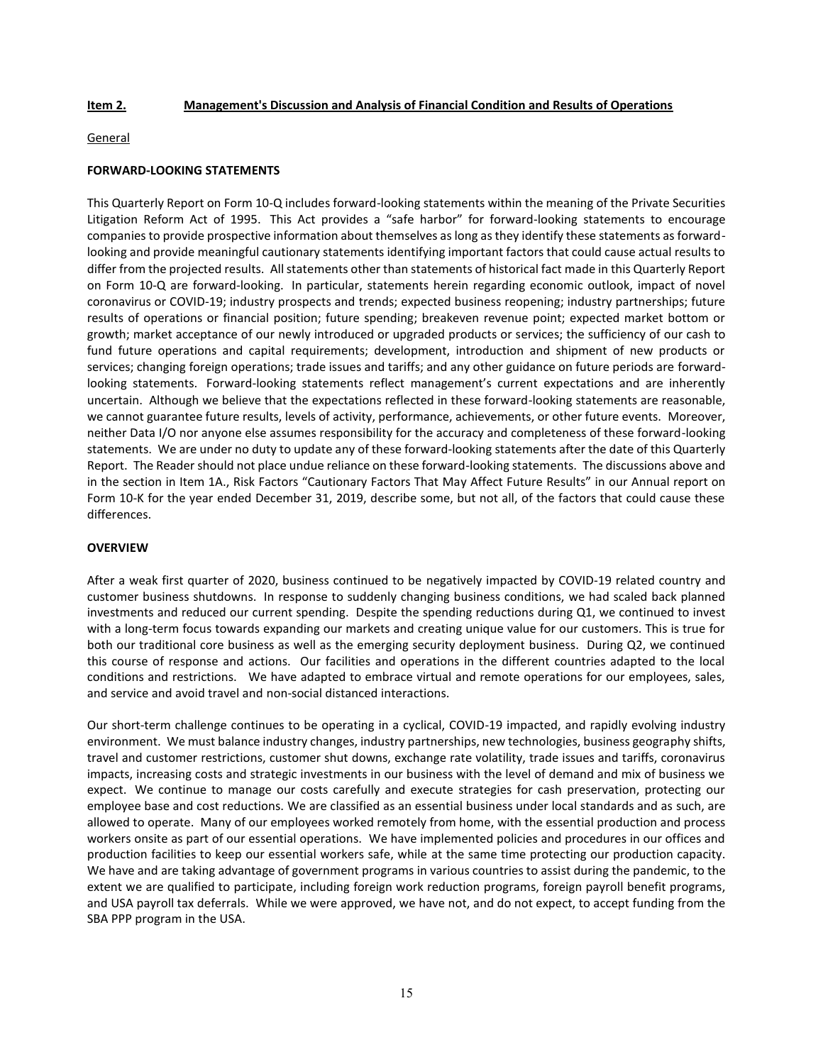## Item 2. Management's Discussion and Analysis of Financial Condition and Results of Operations

General

**FORWARD-LOOKING STATEMENTS**

This Quarterly Report on Form 10-Q includes forward-looking statements within the meaning of the Private Securities Litigation Reform Act of 1995. This Act provides a "safe harbor" for forward-looking statements to encourage companies to provide prospective information about themselves as long as they identify these statements as forward-looking and provide meaningful cautionary statements identifying important factors that could cause actual results to differ from the projected results. All statements other than statements of historical fact made in this Quarterly Report on Form 10-Q are forward-looking. In particular, statements herein regarding economic outlook, impact of novel coronavirus or COVID-19; industry prospects and trends; expected business reopening; industry partnerships; future results of operations or financial position; future spending; breakeven revenue point; expected market bottom or growth; market acceptance of our newly introduced or upgraded products or services; the sufficiency of our cash to fund future operations and capital requirements; development, introduction and shipment of new products or services; changing foreign operations; trade issues and tariffs; and any other guidance on future periods are forward-looking statements. Forward-looking statements reflect management's current expectations and are inherently uncertain. Although we believe that the expectations reflected in these forward-looking statements are reasonable, we cannot guarantee future results, levels of activity, performance, achievements, or other future events. Moreover, neither Data I/O nor anyone else assumes responsibility for the accuracy and completeness of these forward-looking statements. We are under no duty to update any of these forward-looking statements after the date of this Quarterly Report. The Reader should not place undue reliance on these forward-looking statements. The discussions above and in the section in Item 1A., Risk Factors "Cautionary Factors That May Affect Future Results" in our Annual report on Form 10-K for the year ended December 31, 2019, describe some, but not all, of the factors that could cause these differences.

**OVERVIEW**

After a weak first quarter of 2020, business continued to be negatively impacted by COVID-19 related country and customer business shutdowns. In response to suddenly changing business conditions, we had scaled back planned investments and reduced our current spending. Despite the spending reductions during Q1, we continued to invest with a long-term focus towards expanding our markets and creating unique value for our customers. This is true for both our traditional core business as well as the emerging security deployment business. During Q2, we continued this course of response and actions. Our facilities and operations in the different countries adapted to the local conditions and restrictions. We have adapted to embrace virtual and remote operations for our employees, sales, and service and avoid travel and non-social distanced interactions.

Our short-term challenge continues to be operating in a cyclical, COVID-19 impacted, and rapidly evolving industry environment. We must balance industry changes, industry partnerships, new technologies, business geography shifts, travel and customer restrictions, customer shut downs, exchange rate volatility, trade issues and tariffs, coronavirus impacts, increasing costs and strategic investments in our business with the level of demand and mix of business we expect. We continue to manage our costs carefully and execute strategies for cash preservation, protecting our employee base and cost reductions. We are classified as an essential business under local standards and as such, are allowed to operate. Many of our employees worked remotely from home, with the essential production and process workers onsite as part of our essential operations. We have implemented policies and procedures in our offices and production facilities to keep our essential workers safe, while at the same time protecting our production capacity. We have and are taking advantage of government programs in various countries to assist during the pandemic, to the extent we are qualified to participate, including foreign work reduction programs, foreign payroll benefit programs, and USA payroll tax deferrals. While we were approved, we have not, and do not expect, to accept funding from the SBA PPP program in the USA.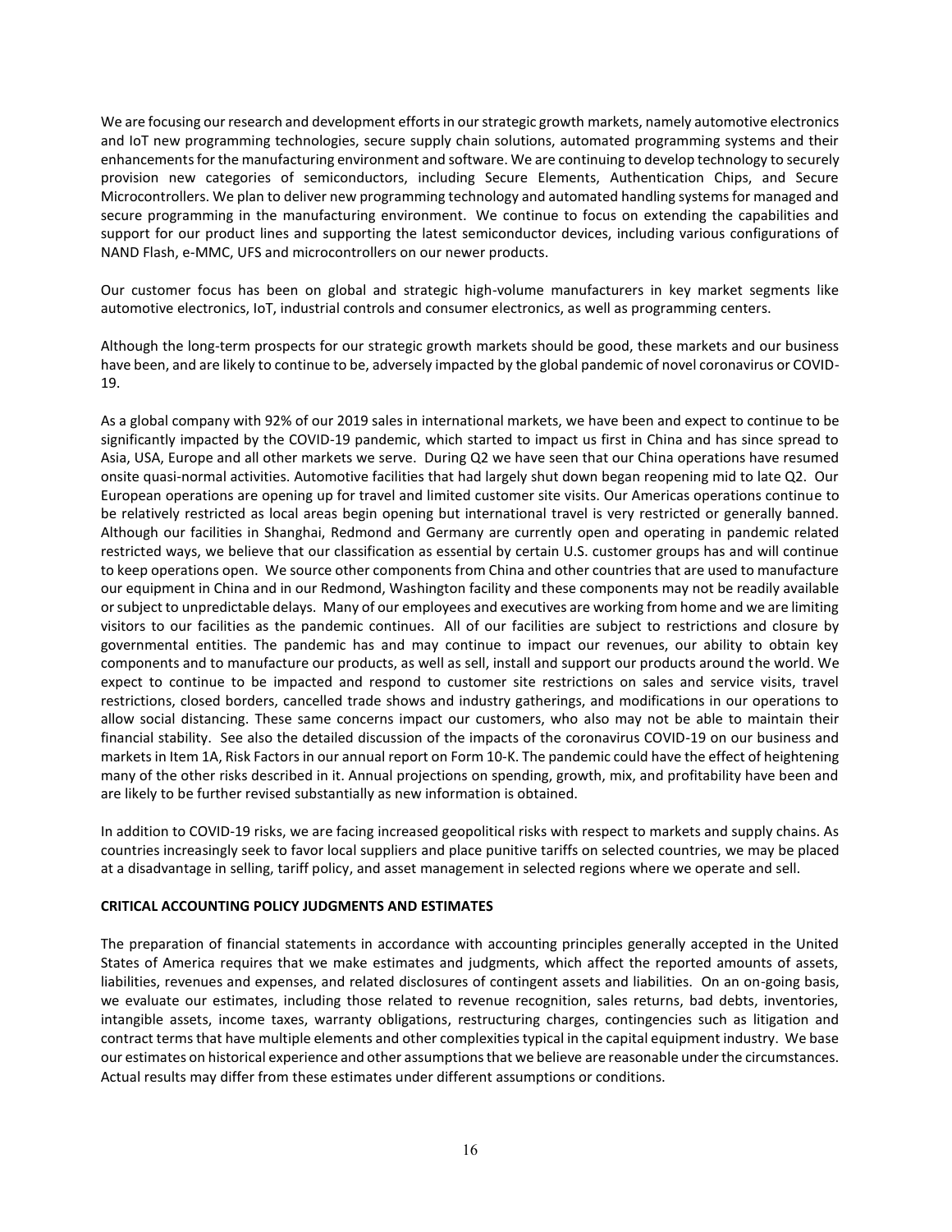We are focusing our research and development efforts in our strategic growth markets, namely automotive electronics and IoT new programming technologies, secure supply chain solutions, automated programming systems and their enhancements for the manufacturing environment and software. We are continuing to develop technology to securely provision new categories of semiconductors, including Secure Elements, Authentication Chips, and Secure Microcontrollers. We plan to deliver new programming technology and automated handling systems for managed and secure programming in the manufacturing environment. We continue to focus on extending the capabilities and support for our product lines and supporting the latest semiconductor devices, including various configurations of NAND Flash, e-MMC, UFS and microcontrollers on our newer products.

Our customer focus has been on global and strategic high-volume manufacturers in key market segments like automotive electronics, IoT, industrial controls and consumer electronics, as well as programming centers.

Although the long-term prospects for our strategic growth markets should be good, these markets and our business have been, and are likely to continue to be, adversely impacted by the global pandemic of novel coronavirus or COVID-19.

As a global company with 92% of our 2019 sales in international markets, we have been and expect to continue to be significantly impacted by the COVID-19 pandemic, which started to impact us first in China and has since spread to Asia, USA, Europe and all other markets we serve. During Q2 we have seen that our China operations have resumed onsite quasi-normal activities. Automotive facilities that had largely shut down began reopening mid to late Q2. Our European operations are opening up for travel and limited customer site visits. Our Americas operations continue to be relatively restricted as local areas begin opening but international travel is very restricted or generally banned. Although our facilities in Shanghai, Redmond and Germany are currently open and operating in pandemic related restricted ways, we believe that our classification as essential by certain U.S. customer groups has and will continue to keep operations open. We source other components from China and other countries that are used to manufacture our equipment in China and in our Redmond, Washington facility and these components may not be readily available or subject to unpredictable delays. Many of our employees and executives are working from home and we are limiting visitors to our facilities as the pandemic continues. All of our facilities are subject to restrictions and closure by governmental entities. The pandemic has and may continue to impact our revenues, our ability to obtain key components and to manufacture our products, as well as sell, install and support our products around the world. We expect to continue to be impacted and respond to customer site restrictions on sales and service visits, travel restrictions, closed borders, cancelled trade shows and industry gatherings, and modifications in our operations to allow social distancing. These same concerns impact our customers, who also may not be able to maintain their financial stability. See also the detailed discussion of the impacts of the coronavirus COVID-19 on our business and markets in Item 1A, Risk Factors in our annual report on Form 10-K. The pandemic could have the effect of heightening many of the other risks described in it. Annual projections on spending, growth, mix, and profitability have been and are likely to be further revised substantially as new information is obtained.

In addition to COVID-19 risks, we are facing increased geopolitical risks with respect to markets and supply chains. As countries increasingly seek to favor local suppliers and place punitive tariffs on selected countries, we may be placed at a disadvantage in selling, tariff policy, and asset management in selected regions where we operate and sell.

**CRITICAL ACCOUNTING POLICY JUDGMENTS AND ESTIMATES**

The preparation of financial statements in accordance with accounting principles generally accepted in the United States of America requires that we make estimates and judgments, which affect the reported amounts of assets, liabilities, revenues and expenses, and related disclosures of contingent assets and liabilities. On an on-going basis, we evaluate our estimates, including those related to revenue recognition, sales returns, bad debts, inventories, intangible assets, income taxes, warranty obligations, restructuring charges, contingencies such as litigation and contract terms that have multiple elements and other complexities typical in the capital equipment industry. We base our estimates on historical experience and other assumptions that we believe are reasonable under the circumstances. Actual results may differ from these estimates under different assumptions or conditions.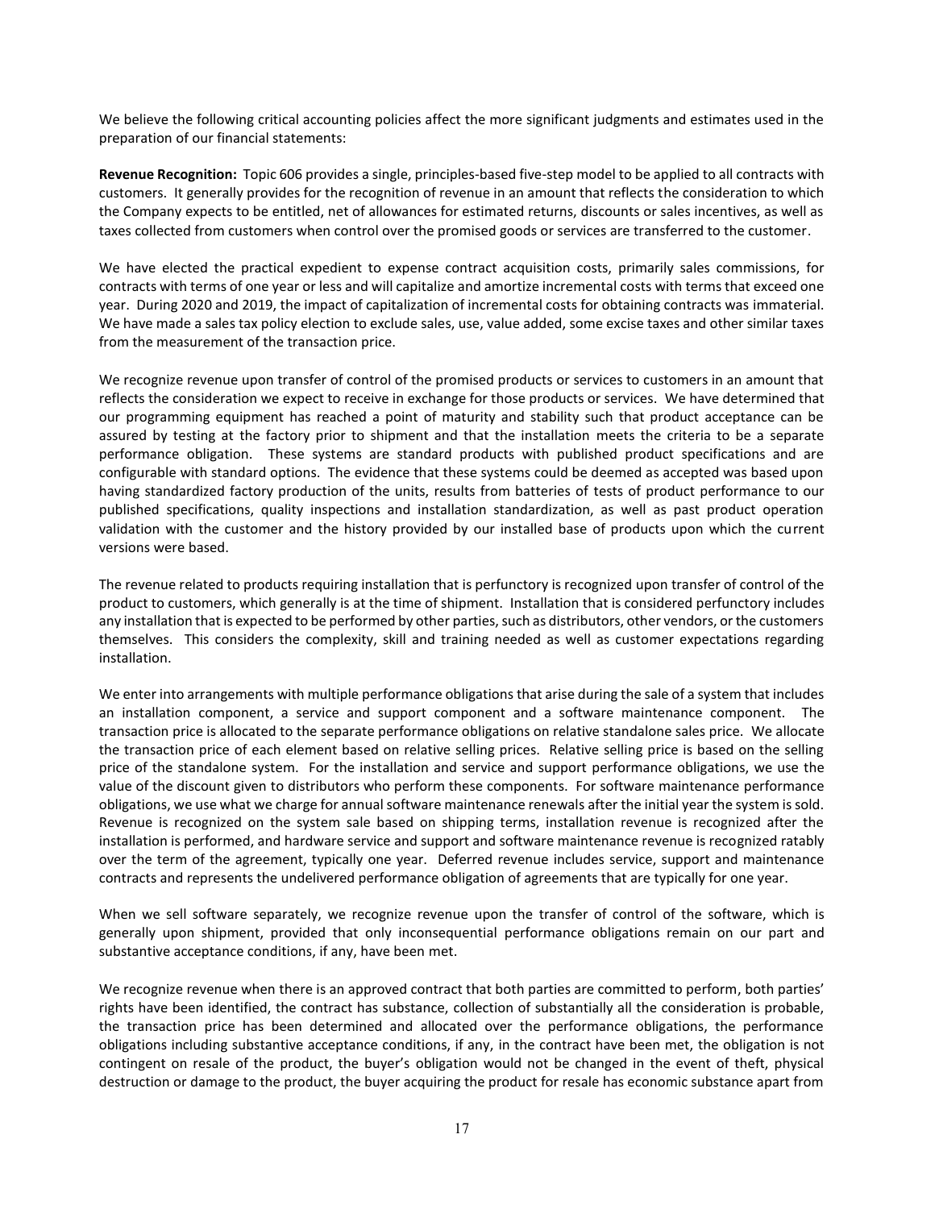We believe the following critical accounting policies affect the more significant judgments and estimates used in the preparation of our financial statements:

**Revenue Recognition:** Topic 606 provides a single, principles-based five-step model to be applied to all contracts with customers. It generally provides for the recognition of revenue in an amount that reflects the consideration to which the Company expects to be entitled, net of allowances for estimated returns, discounts or sales incentives, as well as taxes collected from customers when control over the promised goods or services are transferred to the customer.

We have elected the practical expedient to expense contract acquisition costs, primarily sales commissions, for contracts with terms of one year or less and will capitalize and amortize incremental costs with terms that exceed one year. During 2020 and 2019, the impact of capitalization of incremental costs for obtaining contracts was immaterial. We have made a sales tax policy election to exclude sales, use, value added, some excise taxes and other similar taxes from the measurement of the transaction price.

We recognize revenue upon transfer of control of the promised products or services to customers in an amount that reflects the consideration we expect to receive in exchange for those products or services. We have determined that our programming equipment has reached a point of maturity and stability such that product acceptance can be assured by testing at the factory prior to shipment and that the installation meets the criteria to be a separate performance obligation. These systems are standard products with published product specifications and are configurable with standard options. The evidence that these systems could be deemed as accepted was based upon having standardized factory production of the units, results from batteries of tests of product performance to our published specifications, quality inspections and installation standardization, as well as past product operation validation with the customer and the history provided by our installed base of products upon which the current versions were based.

The revenue related to products requiring installation that is perfunctory is recognized upon transfer of control of the product to customers, which generally is at the time of shipment. Installation that is considered perfunctory includes any installation that is expected to be performed by other parties, such as distributors, other vendors, or the customers themselves. This considers the complexity, skill and training needed as well as customer expectations regarding installation.

We enter into arrangements with multiple performance obligations that arise during the sale of a system that includes an installation component, a service and support component and a software maintenance component. The transaction price is allocated to the separate performance obligations on relative standalone sales price. We allocate the transaction price of each element based on relative selling prices. Relative selling price is based on the selling price of the standalone system. For the installation and service and support performance obligations, we use the value of the discount given to distributors who perform these components. For software maintenance performance obligations, we use what we charge for annual software maintenance renewals after the initial year the system is sold. Revenue is recognized on the system sale based on shipping terms, installation revenue is recognized after the installation is performed, and hardware service and support and software maintenance revenue is recognized ratably over the term of the agreement, typically one year. Deferred revenue includes service, support and maintenance contracts and represents the undelivered performance obligation of agreements that are typically for one year.

When we sell software separately, we recognize revenue upon the transfer of control of the software, which is generally upon shipment, provided that only inconsequential performance obligations remain on our part and substantive acceptance conditions, if any, have been met.

We recognize revenue when there is an approved contract that both parties are committed to perform, both parties' rights have been identified, the contract has substance, collection of substantially all the consideration is probable, the transaction price has been determined and allocated over the performance obligations, the performance obligations including substantive acceptance conditions, if any, in the contract have been met, the obligation is not contingent on resale of the product, the buyer's obligation would not be changed in the event of theft, physical destruction or damage to the product, the buyer acquiring the product for resale has economic substance apart from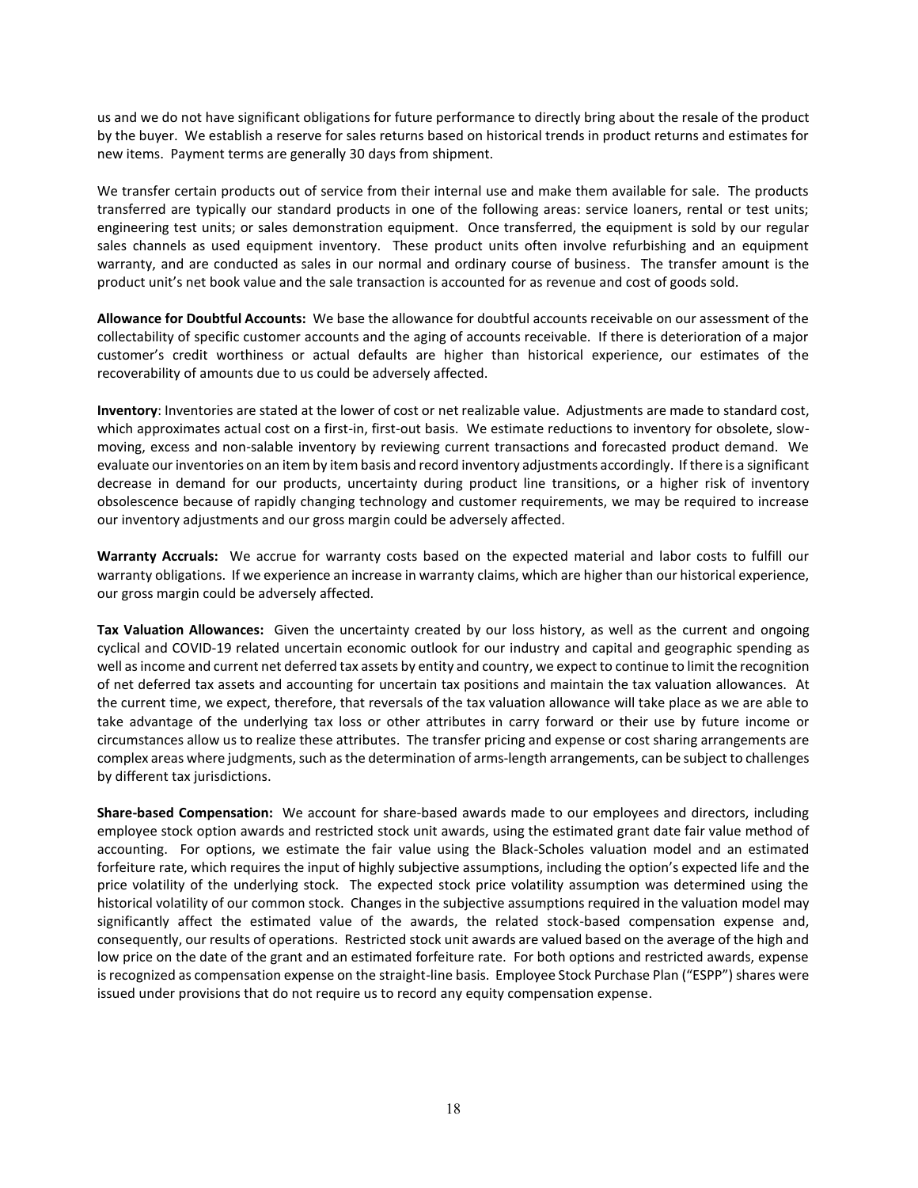us and we do not have significant obligations for future performance to directly bring about the resale of the product by the buyer. We establish a reserve for sales returns based on historical trends in product returns and estimates for new items. Payment terms are generally 30 days from shipment.

We transfer certain products out of service from their internal use and make them available for sale. The products transferred are typically our standard products in one of the following areas: service loaners, rental or test units; engineering test units; or sales demonstration equipment. Once transferred, the equipment is sold by our regular sales channels as used equipment inventory. These product units often involve refurbishing and an equipment warranty, and are conducted as sales in our normal and ordinary course of business. The transfer amount is the product unit's net book value and the sale transaction is accounted for as revenue and cost of goods sold.

**Allowance for Doubtful Accounts:** We base the allowance for doubtful accounts receivable on our assessment of the collectability of specific customer accounts and the aging of accounts receivable. If there is deterioration of a major customer's credit worthiness or actual defaults are higher than historical experience, our estimates of the recoverability of amounts due to us could be adversely affected.

**Inventory**: Inventories are stated at the lower of cost or net realizable value. Adjustments are made to standard cost, which approximates actual cost on a first-in, first-out basis. We estimate reductions to inventory for obsolete, slow-moving, excess and non-salable inventory by reviewing current transactions and forecasted product demand. We evaluate our inventories on an item by item basis and record inventory adjustments accordingly. If there is a significant decrease in demand for our products, uncertainty during product line transitions, or a higher risk of inventory obsolescence because of rapidly changing technology and customer requirements, we may be required to increase our inventory adjustments and our gross margin could be adversely affected.

**Warranty Accruals:** We accrue for warranty costs based on the expected material and labor costs to fulfill our warranty obligations. If we experience an increase in warranty claims, which are higher than our historical experience, our gross margin could be adversely affected.

**Tax Valuation Allowances:** Given the uncertainty created by our loss history, as well as the current and ongoing cyclical and COVID-19 related uncertain economic outlook for our industry and capital and geographic spending as well as income and current net deferred tax assets by entity and country, we expect to continue to limit the recognition of net deferred tax assets and accounting for uncertain tax positions and maintain the tax valuation allowances. At the current time, we expect, therefore, that reversals of the tax valuation allowance will take place as we are able to take advantage of the underlying tax loss or other attributes in carry forward or their use by future income or circumstances allow us to realize these attributes. The transfer pricing and expense or cost sharing arrangements are complex areas where judgments, such as the determination of arms-length arrangements, can be subject to challenges by different tax jurisdictions.

**Share-based Compensation:** We account for share-based awards made to our employees and directors, including employee stock option awards and restricted stock unit awards, using the estimated grant date fair value method of accounting. For options, we estimate the fair value using the Black-Scholes valuation model and an estimated forfeiture rate, which requires the input of highly subjective assumptions, including the option's expected life and the price volatility of the underlying stock. The expected stock price volatility assumption was determined using the historical volatility of our common stock. Changes in the subjective assumptions required in the valuation model may significantly affect the estimated value of the awards, the related stock-based compensation expense and, consequently, our results of operations. Restricted stock unit awards are valued based on the average of the high and low price on the date of the grant and an estimated forfeiture rate. For both options and restricted awards, expense is recognized as compensation expense on the straight-line basis. Employee Stock Purchase Plan ("ESPP") shares were issued under provisions that do not require us to record any equity compensation expense.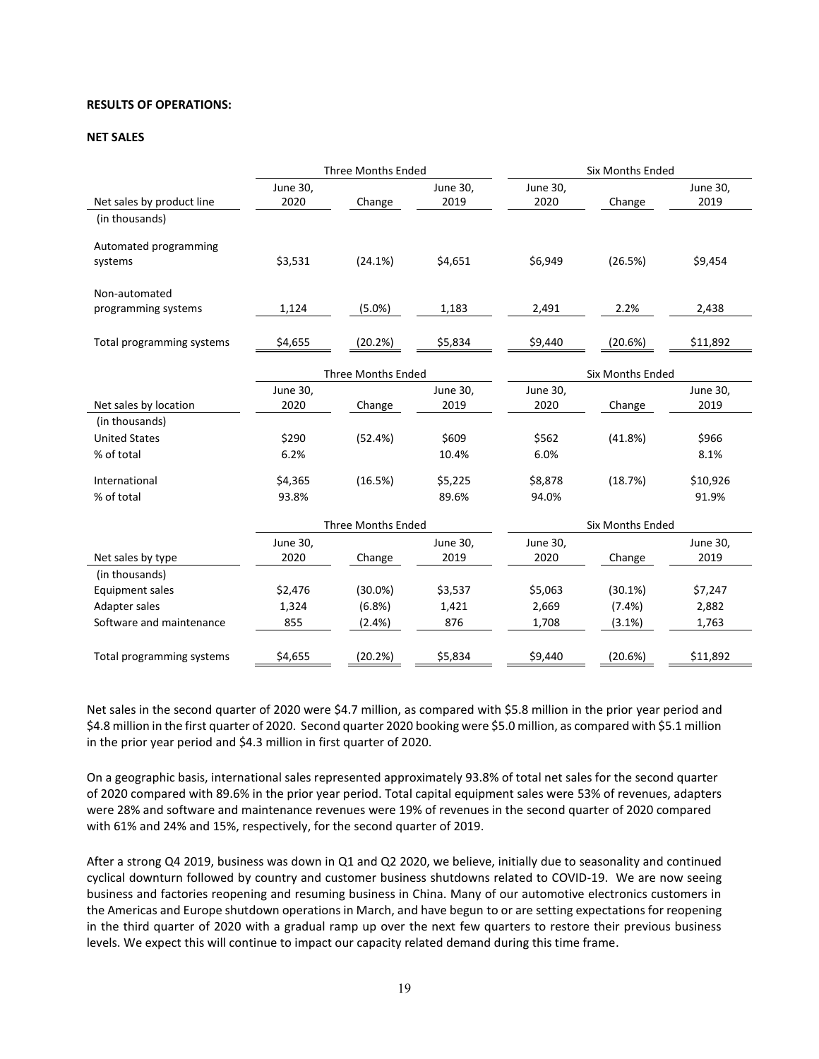**RESULTS OF OPERATIONS:**

**NET SALES**

| | Three Months Ended | | | Six Months Ended | | |
|---|---|---|---|---|---|---|
| Net sales by product line | June 30, 2020 | Change | June 30, 2019 | June 30, 2020 | Change | June 30, 2019 |
| (in thousands) | | | | | | |
| Automated programming systems | $3,531 | (24.1%) | $4,651 | $6,949 | (26.5%) | $9,454 |
| Non-automated programming systems | 1,124 | (5.0%) | 1,183 | 2,491 | 2.2% | 2,438 |
| Total programming systems | $4,655 | (20.2%) | $5,834 | $9,440 | (20.6%) | $11,892 |

| | Three Months Ended | | | Six Months Ended | | |
|---|---|---|---|---|---|---|
| Net sales by location | June 30, 2020 | Change | June 30, 2019 | June 30, 2020 | Change | June 30, 2019 |
| (in thousands) | | | | | | |
| United States | $290 | (52.4%) | $609 | $562 | (41.8%) | $966 |
| % of total | 6.2% | | 10.4% | 6.0% | | 8.1% |
| International | $4,365 | (16.5%) | $5,225 | $8,878 | (18.7%) | $10,926 |
| % of total | 93.8% | | 89.6% | 94.0% | | 91.9% |

| | Three Months Ended | | | Six Months Ended | | |
|---|---|---|---|---|---|---|
| Net sales by type | June 30, 2020 | Change | June 30, 2019 | June 30, 2020 | Change | June 30, 2019 |
| (in thousands) | | | | | | |
| Equipment sales | $2,476 | (30.0%) | $3,537 | $5,063 | (30.1%) | $7,247 |
| Adapter sales | 1,324 | (6.8%) | 1,421 | 2,669 | (7.4%) | 2,882 |
| Software and maintenance | 855 | (2.4%) | 876 | 1,708 | (3.1%) | 1,763 |
| Total programming systems | $4,655 | (20.2%) | $5,834 | $9,440 | (20.6%) | $11,892 |

Net sales in the second quarter of 2020 were $4.7 million, as compared with $5.8 million in the prior year period and $4.8 million in the first quarter of 2020. Second quarter 2020 booking were $5.0 million, as compared with $5.1 million in the prior year period and $4.3 million in first quarter of 2020.

On a geographic basis, international sales represented approximately 93.8% of total net sales for the second quarter of 2020 compared with 89.6% in the prior year period. Total capital equipment sales were 53% of revenues, adapters were 28% and software and maintenance revenues were 19% of revenues in the second quarter of 2020 compared with 61% and 24% and 15%, respectively, for the second quarter of 2019.

After a strong Q4 2019, business was down in Q1 and Q2 2020, we believe, initially due to seasonality and continued cyclical downturn followed by country and customer business shutdowns related to COVID-19. We are now seeing business and factories reopening and resuming business in China. Many of our automotive electronics customers in the Americas and Europe shutdown operations in March, and have begun to or are setting expectations for reopening in the third quarter of 2020 with a gradual ramp up over the next few quarters to restore their previous business levels. We expect this will continue to impact our capacity related demand during this time frame.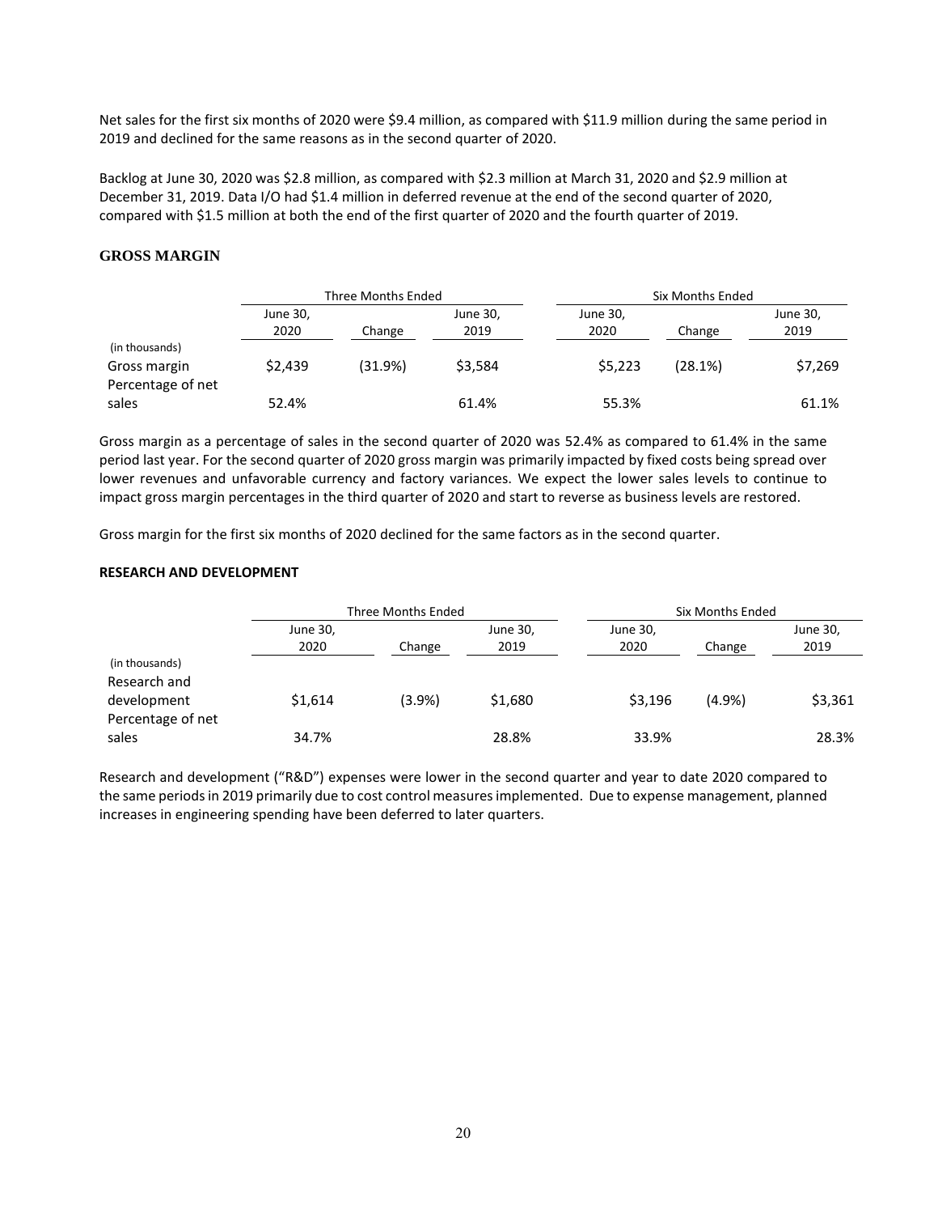Net sales for the first six months of 2020 were \$9.4 million, as compared with \$11.9 million during the same period in 2019 and declined for the same reasons as in the second quarter of 2020.

Backlog at June 30, 2020 was \$2.8 million, as compared with \$2.3 million at March 31, 2020 and \$2.9 million at December 31, 2019. Data I/O had \$1.4 million in deferred revenue at the end of the second quarter of 2020, compared with \$1.5 million at both the end of the first quarter of 2020 and the fourth quarter of 2019.

## GROSS MARGIN

| | Three Months Ended | | | Six Months Ended | | |
|---|---|---|---|---|---|---|
| | June 30, 2020 | Change | June 30, 2019 | June 30, 2020 | Change | June 30, 2019 |
| (in thousands) | | | | | | |
| Gross margin | \$2,439 | (31.9%) | \$3,584 | \$5,223 | (28.1%) | \$7,269 |
| Percentage of net sales | 52.4% | | 61.4% | 55.3% | | 61.1% |

Gross margin as a percentage of sales in the second quarter of 2020 was 52.4% as compared to 61.4% in the same period last year. For the second quarter of 2020 gross margin was primarily impacted by fixed costs being spread over lower revenues and unfavorable currency and factory variances. We expect the lower sales levels to continue to impact gross margin percentages in the third quarter of 2020 and start to reverse as business levels are restored.

Gross margin for the first six months of 2020 declined for the same factors as in the second quarter.

## RESEARCH AND DEVELOPMENT

| | Three Months Ended | | | Six Months Ended | | |
|---|---|---|---|---|---|---|
| | June 30, 2020 | Change | June 30, 2019 | June 30, 2020 | Change | June 30, 2019 |
| (in thousands) | | | | | | |
| Research and development | \$1,614 | (3.9%) | \$1,680 | \$3,196 | (4.9%) | \$3,361 |
| Percentage of net sales | 34.7% | | 28.8% | 33.9% | | 28.3% |

Research and development ("R&D") expenses were lower in the second quarter and year to date 2020 compared to the same periods in 2019 primarily due to cost control measures implemented. Due to expense management, planned increases in engineering spending have been deferred to later quarters.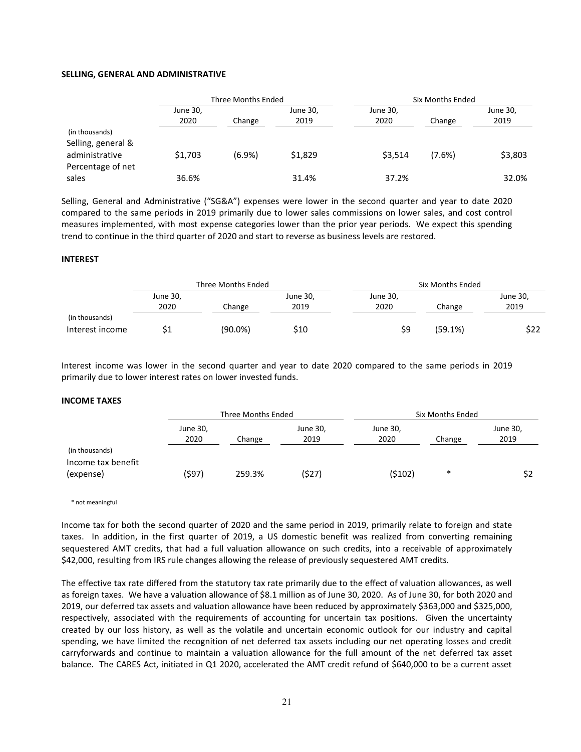**SELLING, GENERAL AND ADMINISTRATIVE**

| | Three Months Ended | | | Six Months Ended | | |
|---|---|---|---|---|---|---|
| | June 30, 2020 | Change | June 30, 2019 | June 30, 2020 | Change | June 30, 2019 |
| (in thousands) | | | | | | |
| Selling, general & administrative | $1,703 | (6.9%) | $1,829 | $3,514 | (7.6%) | $3,803 |
| Percentage of net sales | 36.6% | | 31.4% | 37.2% | | 32.0% |

Selling, General and Administrative ("SG&A") expenses were lower in the second quarter and year to date 2020 compared to the same periods in 2019 primarily due to lower sales commissions on lower sales, and cost control measures implemented, with most expense categories lower than the prior year periods. We expect this spending trend to continue in the third quarter of 2020 and start to reverse as business levels are restored.

**INTEREST**

| | Three Months Ended | | | Six Months Ended | | |
|---|---|---|---|---|---|---|
| | June 30, 2020 | Change | June 30, 2019 | June 30, 2020 | Change | June 30, 2019 |
| (in thousands) | | | | | | |
| Interest income | $1 | (90.0%) | $10 | $9 | (59.1%) | $22 |

Interest income was lower in the second quarter and year to date 2020 compared to the same periods in 2019 primarily due to lower interest rates on lower invested funds.

**INCOME TAXES**

| | Three Months Ended | | | Six Months Ended | | |
|---|---|---|---|---|---|---|
| | June 30, 2020 | Change | June 30, 2019 | June 30, 2020 | Change | June 30, 2019 |
| (in thousands) | | | | | | |
| Income tax benefit (expense) | ($97) | 259.3% | ($27) | ($102) | * | $2 |

\* not meaningful

Income tax for both the second quarter of 2020 and the same period in 2019, primarily relate to foreign and state taxes. In addition, in the first quarter of 2019, a US domestic benefit was realized from converting remaining sequestered AMT credits, that had a full valuation allowance on such credits, into a receivable of approximately $42,000, resulting from IRS rule changes allowing the release of previously sequestered AMT credits.

The effective tax rate differed from the statutory tax rate primarily due to the effect of valuation allowances, as well as foreign taxes. We have a valuation allowance of $8.1 million as of June 30, 2020. As of June 30, for both 2020 and 2019, our deferred tax assets and valuation allowance have been reduced by approximately $363,000 and $325,000, respectively, associated with the requirements of accounting for uncertain tax positions. Given the uncertainty created by our loss history, as well as the volatile and uncertain economic outlook for our industry and capital spending, we have limited the recognition of net deferred tax assets including our net operating losses and credit carryforwards and continue to maintain a valuation allowance for the full amount of the net deferred tax asset balance. The CARES Act, initiated in Q1 2020, accelerated the AMT credit refund of $640,000 to be a current asset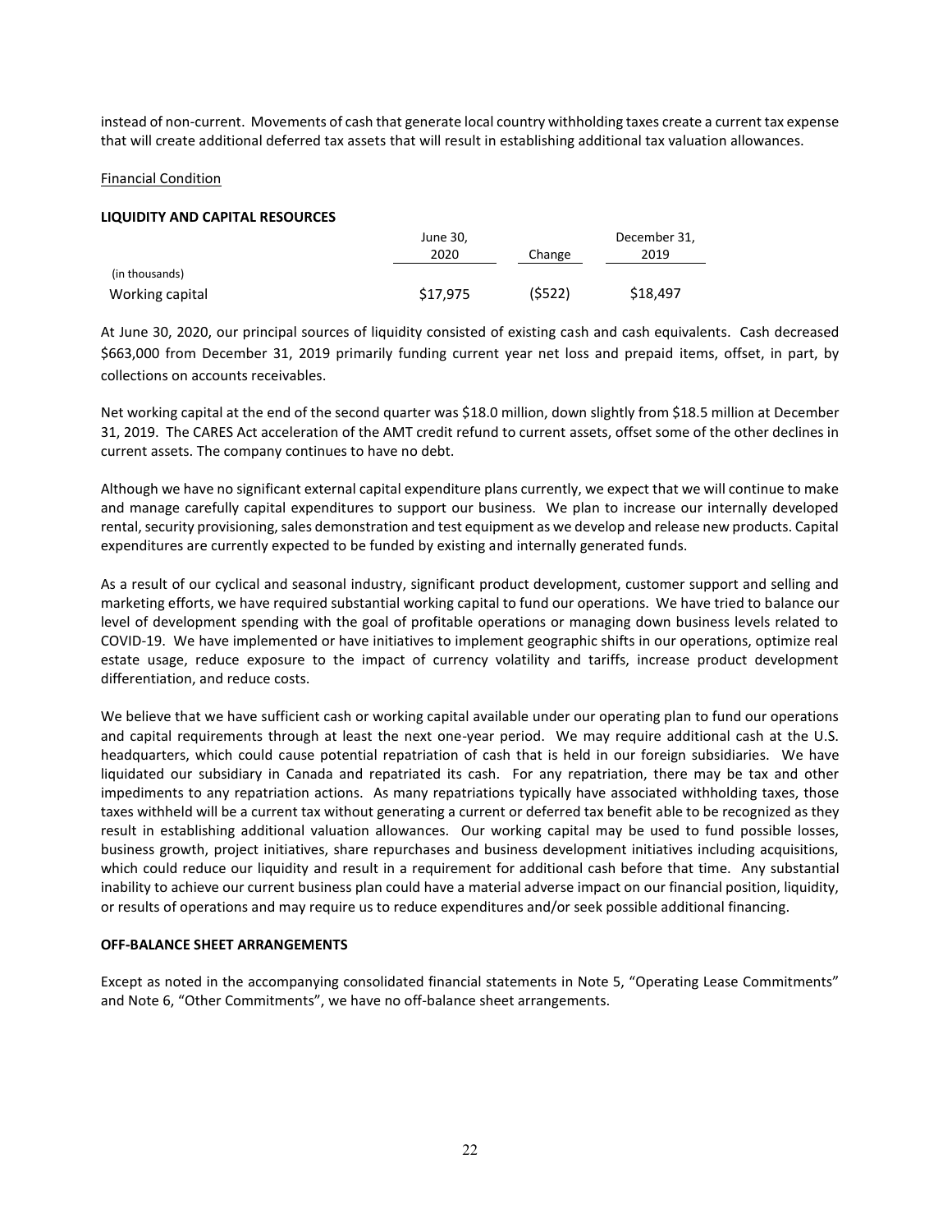instead of non-current. Movements of cash that generate local country withholding taxes create a current tax expense that will create additional deferred tax assets that will result in establishing additional tax valuation allowances.

Financial Condition

**LIQUIDITY AND CAPITAL RESOURCES**

| | June 30, 2020 | Change | December 31, 2019 |
|---|---|---|---|
| (in thousands) | | | |
| Working capital | $17,975 | ($522) | $18,497 |

At June 30, 2020, our principal sources of liquidity consisted of existing cash and cash equivalents. Cash decreased $663,000 from December 31, 2019 primarily funding current year net loss and prepaid items, offset, in part, by collections on accounts receivables.

Net working capital at the end of the second quarter was $18.0 million, down slightly from $18.5 million at December 31, 2019. The CARES Act acceleration of the AMT credit refund to current assets, offset some of the other declines in current assets. The company continues to have no debt.

Although we have no significant external capital expenditure plans currently, we expect that we will continue to make and manage carefully capital expenditures to support our business. We plan to increase our internally developed rental, security provisioning, sales demonstration and test equipment as we develop and release new products. Capital expenditures are currently expected to be funded by existing and internally generated funds.

As a result of our cyclical and seasonal industry, significant product development, customer support and selling and marketing efforts, we have required substantial working capital to fund our operations. We have tried to balance our level of development spending with the goal of profitable operations or managing down business levels related to COVID-19. We have implemented or have initiatives to implement geographic shifts in our operations, optimize real estate usage, reduce exposure to the impact of currency volatility and tariffs, increase product development differentiation, and reduce costs.

We believe that we have sufficient cash or working capital available under our operating plan to fund our operations and capital requirements through at least the next one-year period. We may require additional cash at the U.S. headquarters, which could cause potential repatriation of cash that is held in our foreign subsidiaries. We have liquidated our subsidiary in Canada and repatriated its cash. For any repatriation, there may be tax and other impediments to any repatriation actions. As many repatriations typically have associated withholding taxes, those taxes withheld will be a current tax without generating a current or deferred tax benefit able to be recognized as they result in establishing additional valuation allowances. Our working capital may be used to fund possible losses, business growth, project initiatives, share repurchases and business development initiatives including acquisitions, which could reduce our liquidity and result in a requirement for additional cash before that time. Any substantial inability to achieve our current business plan could have a material adverse impact on our financial position, liquidity, or results of operations and may require us to reduce expenditures and/or seek possible additional financing.

**OFF-BALANCE SHEET ARRANGEMENTS**

Except as noted in the accompanying consolidated financial statements in Note 5, "Operating Lease Commitments" and Note 6, "Other Commitments", we have no off-balance sheet arrangements.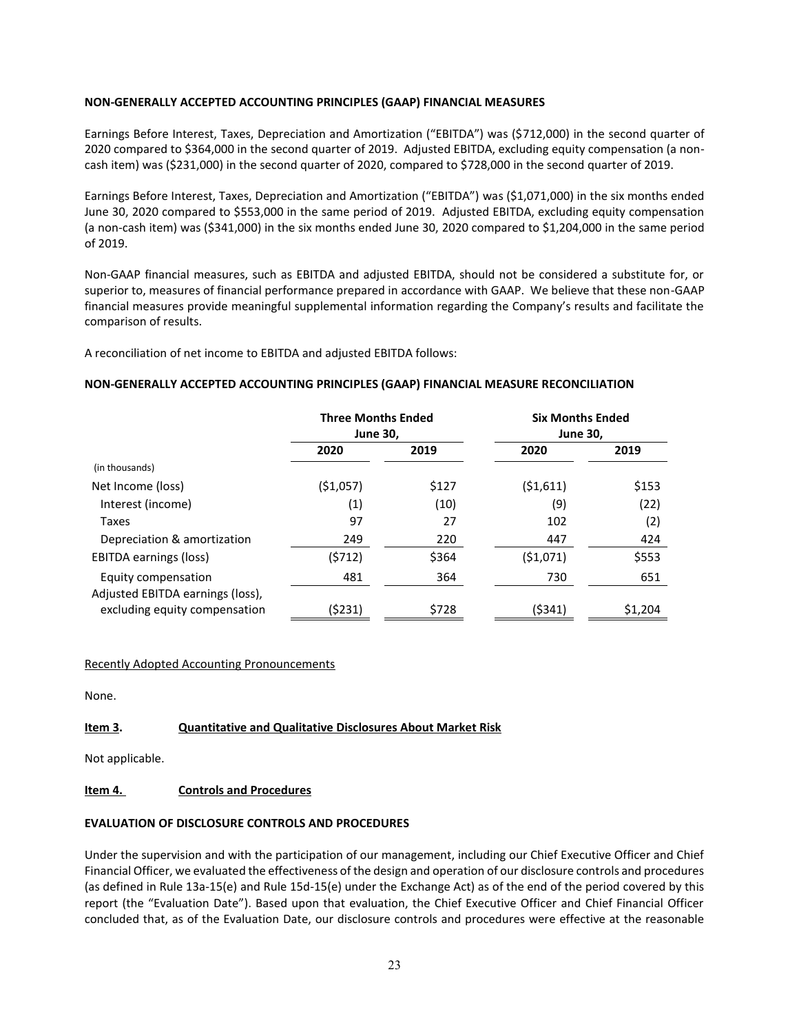**NON-GENERALLY ACCEPTED ACCOUNTING PRINCIPLES (GAAP) FINANCIAL MEASURES**

Earnings Before Interest, Taxes, Depreciation and Amortization ("EBITDA") was ($712,000) in the second quarter of 2020 compared to $364,000 in the second quarter of 2019. Adjusted EBITDA, excluding equity compensation (a non-cash item) was ($231,000) in the second quarter of 2020, compared to $728,000 in the second quarter of 2019.

Earnings Before Interest, Taxes, Depreciation and Amortization ("EBITDA") was ($1,071,000) in the six months ended June 30, 2020 compared to $553,000 in the same period of 2019. Adjusted EBITDA, excluding equity compensation (a non-cash item) was ($341,000) in the six months ended June 30, 2020 compared to $1,204,000 in the same period of 2019.

Non-GAAP financial measures, such as EBITDA and adjusted EBITDA, should not be considered a substitute for, or superior to, measures of financial performance prepared in accordance with GAAP. We believe that these non-GAAP financial measures provide meaningful supplemental information regarding the Company's results and facilitate the comparison of results.

A reconciliation of net income to EBITDA and adjusted EBITDA follows:

**NON-GENERALLY ACCEPTED ACCOUNTING PRINCIPLES (GAAP) FINANCIAL MEASURE RECONCILIATION**

| | Three Months Ended June 30, | | Six Months Ended June 30, | |
|---|---|---|---|---|
| | 2020 | 2019 | 2020 | 2019 |
| (in thousands) | | | | |
| Net Income (loss) | ($1,057) | $127 | ($1,611) | $153 |
| Interest (income) | (1) | (10) | (9) | (22) |
| Taxes | 97 | 27 | 102 | (2) |
| Depreciation & amortization | 249 | 220 | 447 | 424 |
| EBITDA earnings (loss) | ($712) | $364 | ($1,071) | $553 |
| Equity compensation | 481 | 364 | 730 | 651 |
| Adjusted EBITDA earnings (loss), excluding equity compensation | ($231) | $728 | ($341) | $1,204 |

Recently Adopted Accounting Pronouncements

None.

**Item 3. Quantitative and Qualitative Disclosures About Market Risk**

Not applicable.

**Item 4. Controls and Procedures**

**EVALUATION OF DISCLOSURE CONTROLS AND PROCEDURES**

Under the supervision and with the participation of our management, including our Chief Executive Officer and Chief Financial Officer, we evaluated the effectiveness of the design and operation of our disclosure controls and procedures (as defined in Rule 13a-15(e) and Rule 15d-15(e) under the Exchange Act) as of the end of the period covered by this report (the "Evaluation Date"). Based upon that evaluation, the Chief Executive Officer and Chief Financial Officer concluded that, as of the Evaluation Date, our disclosure controls and procedures were effective at the reasonable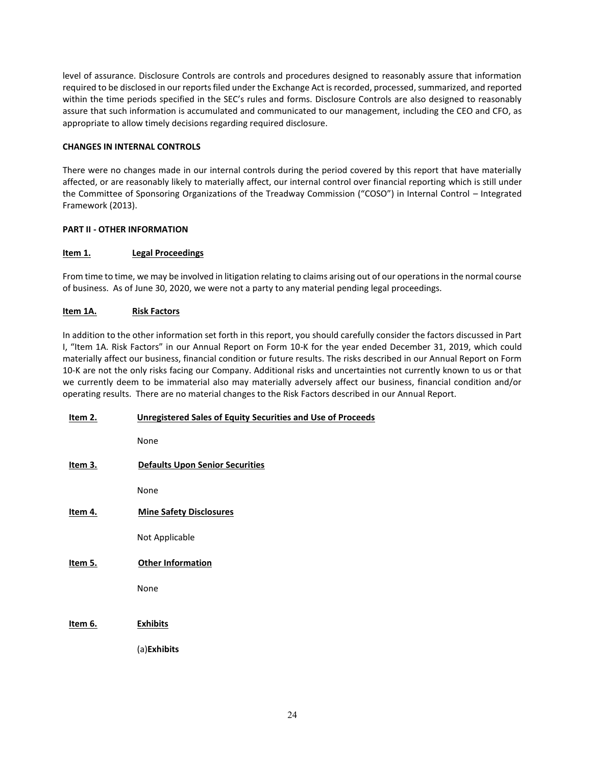level of assurance. Disclosure Controls are controls and procedures designed to reasonably assure that information required to be disclosed in our reports filed under the Exchange Act is recorded, processed, summarized, and reported within the time periods specified in the SEC's rules and forms. Disclosure Controls are also designed to reasonably assure that such information is accumulated and communicated to our management, including the CEO and CFO, as appropriate to allow timely decisions regarding required disclosure.

**CHANGES IN INTERNAL CONTROLS**

There were no changes made in our internal controls during the period covered by this report that have materially affected, or are reasonably likely to materially affect, our internal control over financial reporting which is still under the Committee of Sponsoring Organizations of the Treadway Commission ("COSO") in Internal Control – Integrated Framework (2013).

**PART II - OTHER INFORMATION**

**Item 1. Legal Proceedings**

From time to time, we may be involved in litigation relating to claims arising out of our operations in the normal course of business. As of June 30, 2020, we were not a party to any material pending legal proceedings.

**Item 1A. Risk Factors**

In addition to the other information set forth in this report, you should carefully consider the factors discussed in Part I, "Item 1A. Risk Factors" in our Annual Report on Form 10-K for the year ended December 31, 2019, which could materially affect our business, financial condition or future results. The risks described in our Annual Report on Form 10-K are not the only risks facing our Company. Additional risks and uncertainties not currently known to us or that we currently deem to be immaterial also may materially adversely affect our business, financial condition and/or operating results. There are no material changes to the Risk Factors described in our Annual Report.

**Item 2. Unregistered Sales of Equity Securities and Use of Proceeds**

None

**Item 3. Defaults Upon Senior Securities**

None

**Item 4. Mine Safety Disclosures**

Not Applicable

**Item 5. Other Information**

None

**Item 6. Exhibits**

(a)**Exhibits**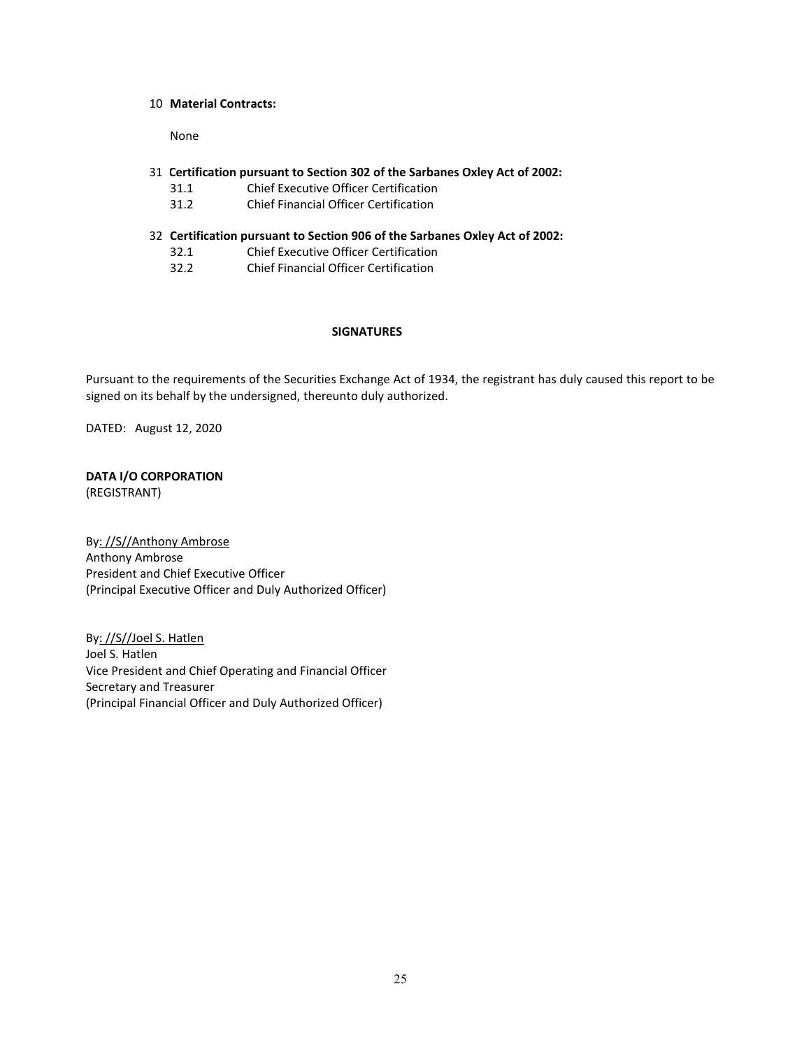10 **Material Contracts:**

None

31 **Certification pursuant to Section 302 of the Sarbanes Oxley Act of 2002:**

31.1 Chief Executive Officer Certification

31.2 Chief Financial Officer Certification

32 **Certification pursuant to Section 906 of the Sarbanes Oxley Act of 2002:**

32.1 Chief Executive Officer Certification

32.2 Chief Financial Officer Certification

**SIGNATURES**

Pursuant to the requirements of the Securities Exchange Act of 1934, the registrant has duly caused this report to be signed on its behalf by the undersigned, thereunto duly authorized.

DATED: August 12, 2020

**DATA I/O CORPORATION**
(REGISTRANT)

By: //S//Anthony Ambrose
Anthony Ambrose
President and Chief Executive Officer
(Principal Executive Officer and Duly Authorized Officer)

By: //S//Joel S. Hatlen
Joel S. Hatlen
Vice President and Chief Operating and Financial Officer
Secretary and Treasurer
(Principal Financial Officer and Duly Authorized Officer)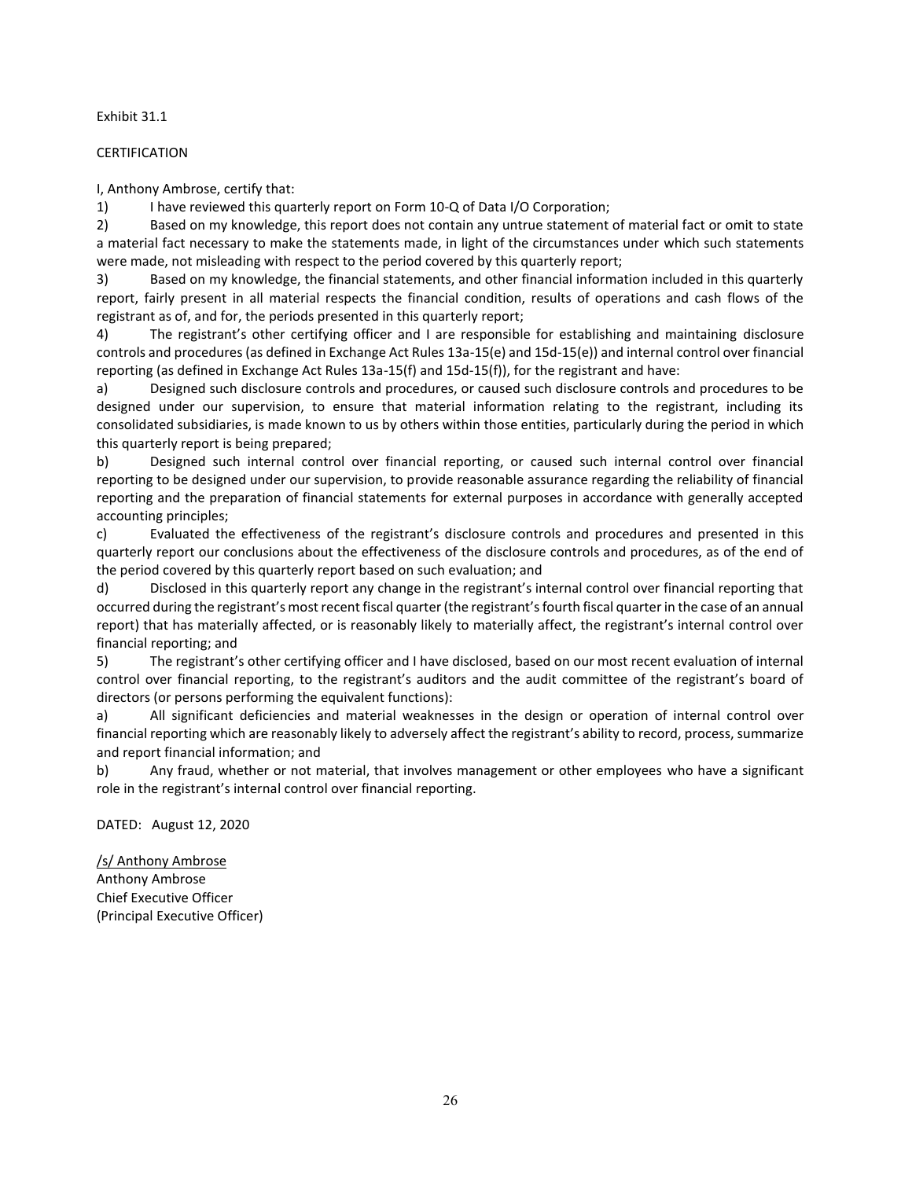Exhibit 31.1

CERTIFICATION

I, Anthony Ambrose, certify that:

1) I have reviewed this quarterly report on Form 10-Q of Data I/O Corporation;

2) Based on my knowledge, this report does not contain any untrue statement of material fact or omit to state a material fact necessary to make the statements made, in light of the circumstances under which such statements were made, not misleading with respect to the period covered by this quarterly report;

3) Based on my knowledge, the financial statements, and other financial information included in this quarterly report, fairly present in all material respects the financial condition, results of operations and cash flows of the registrant as of, and for, the periods presented in this quarterly report;

4) The registrant's other certifying officer and I are responsible for establishing and maintaining disclosure controls and procedures (as defined in Exchange Act Rules 13a-15(e) and 15d-15(e)) and internal control over financial reporting (as defined in Exchange Act Rules 13a-15(f) and 15d-15(f)), for the registrant and have:

a) Designed such disclosure controls and procedures, or caused such disclosure controls and procedures to be designed under our supervision, to ensure that material information relating to the registrant, including its consolidated subsidiaries, is made known to us by others within those entities, particularly during the period in which this quarterly report is being prepared;

b) Designed such internal control over financial reporting, or caused such internal control over financial reporting to be designed under our supervision, to provide reasonable assurance regarding the reliability of financial reporting and the preparation of financial statements for external purposes in accordance with generally accepted accounting principles;

c) Evaluated the effectiveness of the registrant's disclosure controls and procedures and presented in this quarterly report our conclusions about the effectiveness of the disclosure controls and procedures, as of the end of the period covered by this quarterly report based on such evaluation; and

d) Disclosed in this quarterly report any change in the registrant's internal control over financial reporting that occurred during the registrant's most recent fiscal quarter (the registrant's fourth fiscal quarter in the case of an annual report) that has materially affected, or is reasonably likely to materially affect, the registrant's internal control over financial reporting; and

5) The registrant's other certifying officer and I have disclosed, based on our most recent evaluation of internal control over financial reporting, to the registrant's auditors and the audit committee of the registrant's board of directors (or persons performing the equivalent functions):

a) All significant deficiencies and material weaknesses in the design or operation of internal control over financial reporting which are reasonably likely to adversely affect the registrant's ability to record, process, summarize and report financial information; and

b) Any fraud, whether or not material, that involves management or other employees who have a significant role in the registrant's internal control over financial reporting.

DATED: August 12, 2020

/s/ Anthony Ambrose
Anthony Ambrose
Chief Executive Officer
(Principal Executive Officer)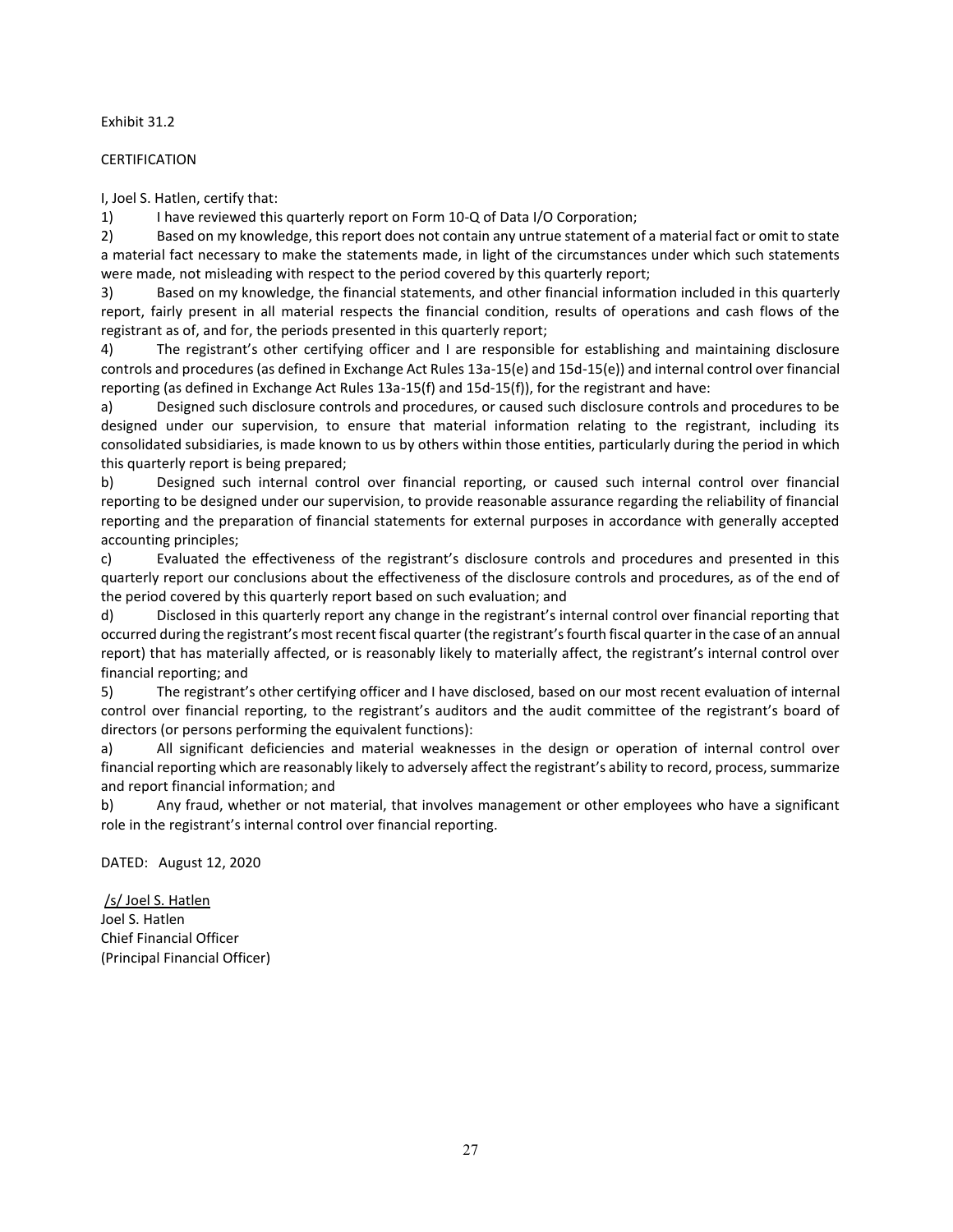Exhibit 31.2

CERTIFICATION

I, Joel S. Hatlen, certify that:

1) I have reviewed this quarterly report on Form 10-Q of Data I/O Corporation;

2) Based on my knowledge, this report does not contain any untrue statement of a material fact or omit to state a material fact necessary to make the statements made, in light of the circumstances under which such statements were made, not misleading with respect to the period covered by this quarterly report;

3) Based on my knowledge, the financial statements, and other financial information included in this quarterly report, fairly present in all material respects the financial condition, results of operations and cash flows of the registrant as of, and for, the periods presented in this quarterly report;

4) The registrant's other certifying officer and I are responsible for establishing and maintaining disclosure controls and procedures (as defined in Exchange Act Rules 13a-15(e) and 15d-15(e)) and internal control over financial reporting (as defined in Exchange Act Rules 13a-15(f) and 15d-15(f)), for the registrant and have:

a) Designed such disclosure controls and procedures, or caused such disclosure controls and procedures to be designed under our supervision, to ensure that material information relating to the registrant, including its consolidated subsidiaries, is made known to us by others within those entities, particularly during the period in which this quarterly report is being prepared;

b) Designed such internal control over financial reporting, or caused such internal control over financial reporting to be designed under our supervision, to provide reasonable assurance regarding the reliability of financial reporting and the preparation of financial statements for external purposes in accordance with generally accepted accounting principles;

c) Evaluated the effectiveness of the registrant's disclosure controls and procedures and presented in this quarterly report our conclusions about the effectiveness of the disclosure controls and procedures, as of the end of the period covered by this quarterly report based on such evaluation; and

d) Disclosed in this quarterly report any change in the registrant's internal control over financial reporting that occurred during the registrant's most recent fiscal quarter (the registrant's fourth fiscal quarter in the case of an annual report) that has materially affected, or is reasonably likely to materially affect, the registrant's internal control over financial reporting; and

5) The registrant's other certifying officer and I have disclosed, based on our most recent evaluation of internal control over financial reporting, to the registrant's auditors and the audit committee of the registrant's board of directors (or persons performing the equivalent functions):

a) All significant deficiencies and material weaknesses in the design or operation of internal control over financial reporting which are reasonably likely to adversely affect the registrant's ability to record, process, summarize and report financial information; and

b) Any fraud, whether or not material, that involves management or other employees who have a significant role in the registrant's internal control over financial reporting.

DATED: August 12, 2020

/s/ Joel S. Hatlen
Joel S. Hatlen
Chief Financial Officer
(Principal Financial Officer)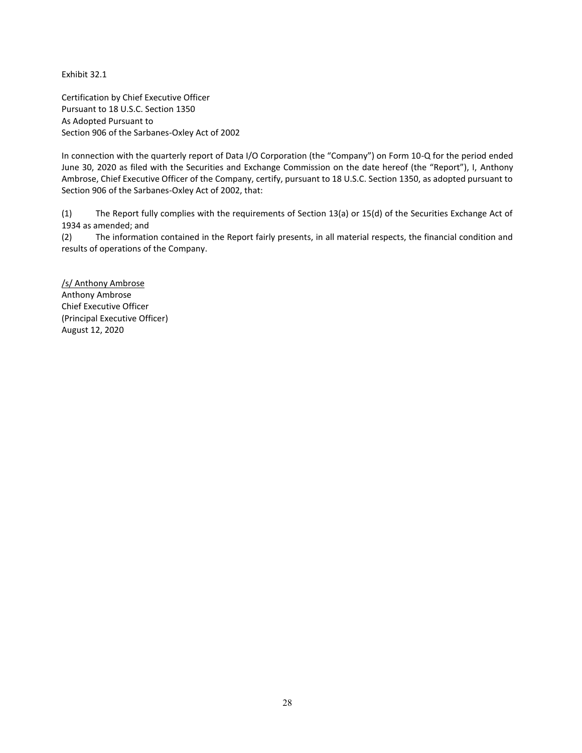Exhibit 32.1

Certification by Chief Executive Officer
Pursuant to 18 U.S.C. Section 1350
As Adopted Pursuant to
Section 906 of the Sarbanes-Oxley Act of 2002

In connection with the quarterly report of Data I/O Corporation (the "Company") on Form 10-Q for the period ended June 30, 2020 as filed with the Securities and Exchange Commission on the date hereof (the "Report"), I, Anthony Ambrose, Chief Executive Officer of the Company, certify, pursuant to 18 U.S.C. Section 1350, as adopted pursuant to Section 906 of the Sarbanes-Oxley Act of 2002, that:

(1) The Report fully complies with the requirements of Section 13(a) or 15(d) of the Securities Exchange Act of 1934 as amended; and
(2) The information contained in the Report fairly presents, in all material respects, the financial condition and results of operations of the Company.

/s/ Anthony Ambrose
Anthony Ambrose
Chief Executive Officer
(Principal Executive Officer)
August 12, 2020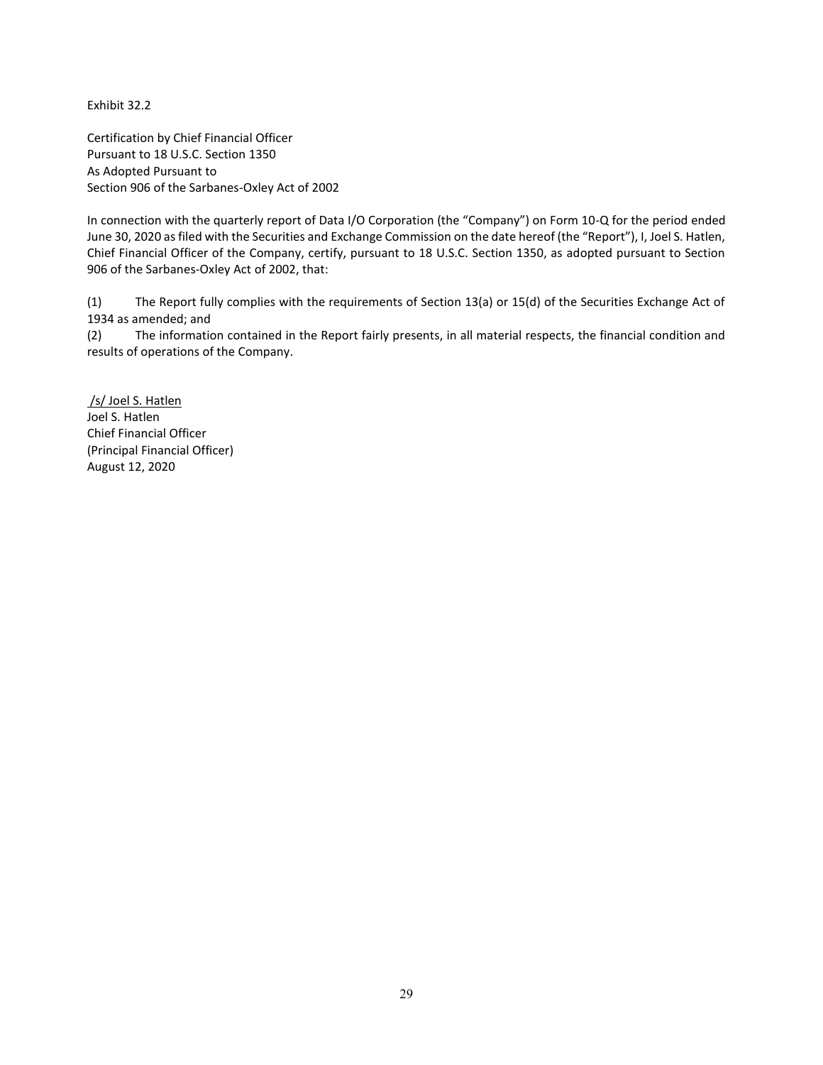Exhibit 32.2

Certification by Chief Financial Officer
Pursuant to 18 U.S.C. Section 1350
As Adopted Pursuant to
Section 906 of the Sarbanes-Oxley Act of 2002

In connection with the quarterly report of Data I/O Corporation (the "Company") on Form 10-Q for the period ended June 30, 2020 as filed with the Securities and Exchange Commission on the date hereof (the "Report"), I, Joel S. Hatlen, Chief Financial Officer of the Company, certify, pursuant to 18 U.S.C. Section 1350, as adopted pursuant to Section 906 of the Sarbanes-Oxley Act of 2002, that:

(1) The Report fully complies with the requirements of Section 13(a) or 15(d) of the Securities Exchange Act of 1934 as amended; and
(2) The information contained in the Report fairly presents, in all material respects, the financial condition and results of operations of the Company.

/s/ Joel S. Hatlen
Joel S. Hatlen
Chief Financial Officer
(Principal Financial Officer)
August 12, 2020